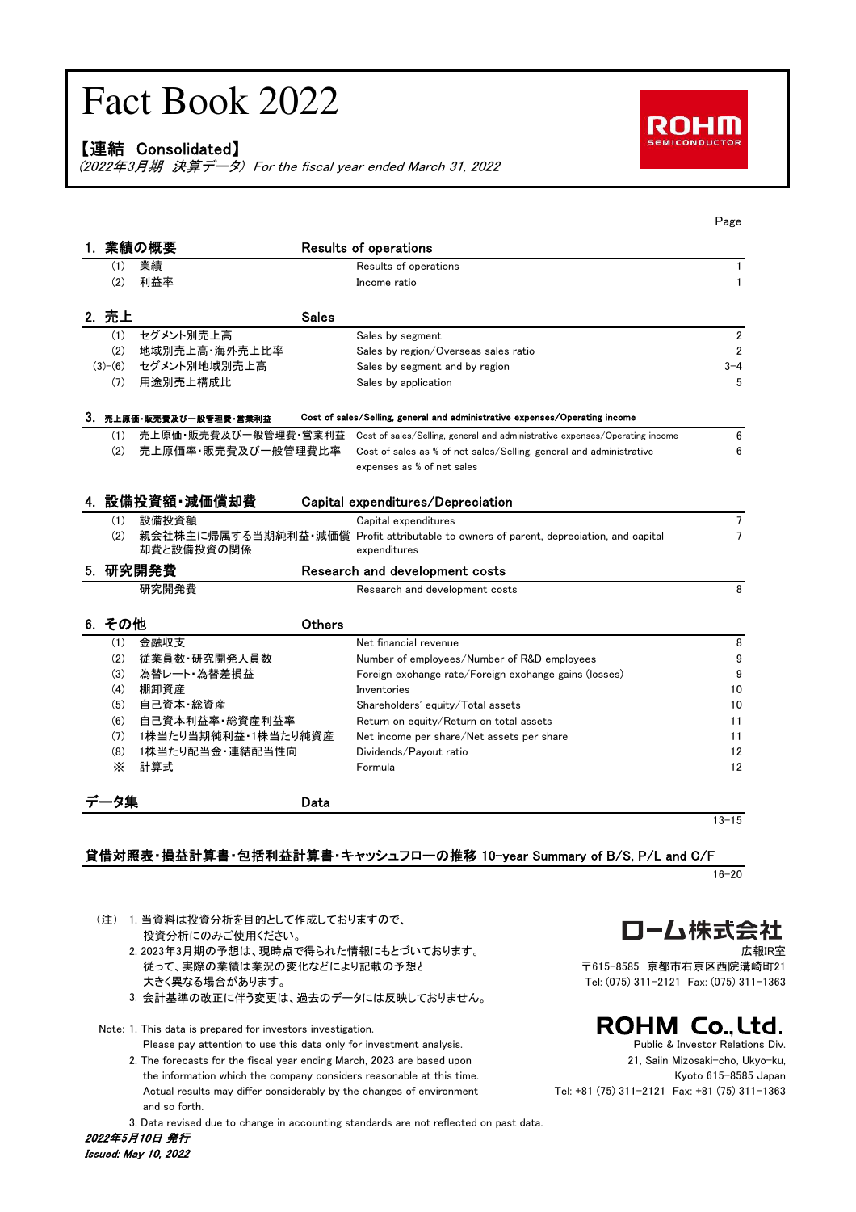# Fact Book 2022

**【連結 Consolidated】**

*(2022年3月期 決算データ) For the fiscal year ended March 31, 2022*

ROHM SEMICONDUCTOR

| | | | Page |
|---|---|---|---|
| **1. 業績の概要** | | **Results of operations** | |
| (1) | 業績 | Results of operations | 1 |
| (2) | 利益率 | Income ratio | 1 |
| **2. 売上** | | **Sales** | |
| (1) | セグメント別売上高 | Sales by segment | 2 |
| (2) | 地域別売上高・海外売上比率 | Sales by region/Overseas sales ratio | 2 |
| (3)-(6) | セグメント別地域別売上高 | Sales by segment and by region | 3-4 |
| (7) | 用途別売上構成比 | Sales by application | 5 |
| **3. 売上原価・販売費及び一般管理費・営業利益** | | **Cost of sales/Selling, general and administrative expenses/Operating income** | |
| (1) | 売上原価・販売費及び一般管理費・営業利益 | Cost of sales/Selling, general and administrative expenses/Operating income | 6 |
| (2) | 売上原価率・販売費及び一般管理費比率 | Cost of sales as % of net sales/Selling, general and administrative expenses as % of net sales | 6 |
| **4. 設備投資額・減価償却費** | | **Capital expenditures/Depreciation** | |
| (1) | 設備投資額 | Capital expenditures | 7 |
| (2) | 親会社株主に帰属する当期純利益・減価償却費と設備投資の関係 | Profit attributable to owners of parent, depreciation, and capital expenditures | 7 |
| **5. 研究開発費** | | **Research and development costs** | |
| | 研究開発費 | Research and development costs | 8 |
| **6. その他** | | **Others** | |
| (1) | 金融収支 | Net financial revenue | 8 |
| (2) | 従業員数・研究開発人員数 | Number of employees/Number of R&D employees | 9 |
| (3) | 為替レート・為替差損益 | Foreign exchange rate/Foreign exchange gains (losses) | 9 |
| (4) | 棚卸資産 | Inventories | 10 |
| (5) | 自己資本・総資産 | Shareholders' equity/Total assets | 10 |
| (6) | 自己資本利益率・総資産利益率 | Return on equity/Return on total assets | 11 |
| (7) | 1株当たり当期純利益・1株当たり純資産 | Net income per share/Net assets per share | 11 |
| (8) | 1株当たり配当金・連結配当性向 | Dividends/Payout ratio | 12 |
| ※ | 計算式 | Formula | 12 |
| **データ集** | | **Data** | 13-15 |
| **貸借対照表・損益計算書・包括利益計算書・キャッシュフローの推移 10-year Summary of B/S, P/L and C/F** | | | 16-20 |

(注) 1. 当資料は投資分析を目的として作成しておりますので、投資分析にのみご使用ください。
2. 2023年3月期の予想は、現時点で得られた情報にもとづいております。従って、実際の実績は業況の変化などにより記載の予想と大きく異なる場合があります。
3. 会計基準の改正に伴う変更は、過去のデータには反映しておりません。

Note: 1. This data is prepared for investors investigation. Please pay attention to use this data only for investment analysis.
2. The forecasts for the fiscal year ending March, 2023 are based upon the information which the company considers reasonable at this time. Actual results may differ considerably by the changes of environment and so forth.
3. Data revised due to change in accounting standards are not reflected on past data.

**ローム株式会社**
広報IR室
〒615-8585 京都市右京区西院溝崎町21
Tel: (075) 311-2121 Fax: (075) 311-1363

**ROHM Co., Ltd.**
Public & Investor Relations Div.
21, Saiin Mizosaki-cho, Ukyo-ku, Kyoto 615-8585 Japan
Tel: +81 (75) 311-2121 Fax: +81 (75) 311-1363

***2022年5月10日 発行***
***Issued: May 10, 2022***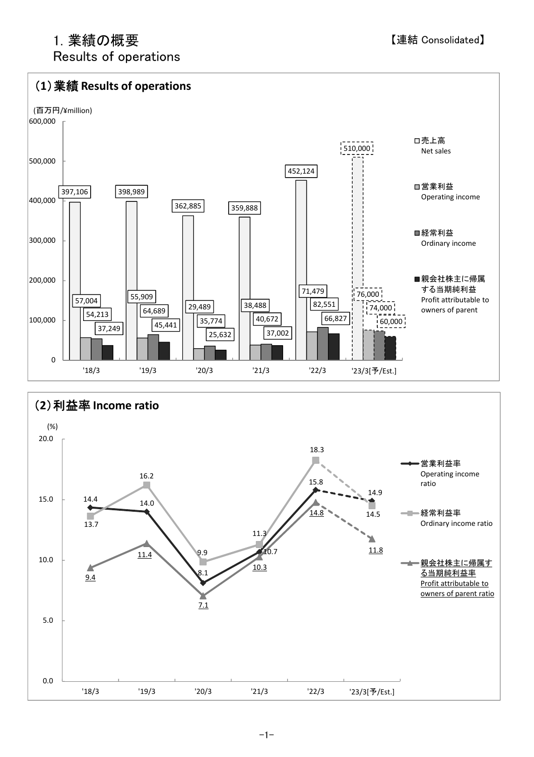# 1. 業績の概要
Results of operations

【連結 Consolidated】

## (1) 業績 Results of operations

(百万円/¥million)

| | '18/3 | '19/3 | '20/3 | '21/3 | '22/3 | '23/3[予/Est.] |
|---|---|---|---|---|---|---|
| 売上高 Net sales | 397,106 | 398,989 | 362,885 | 359,888 | 452,124 | 510,000 |
| 営業利益 Operating income | 57,004 | 55,909 | 29,489 | 38,488 | 71,479 | 76,000 |
| 経常利益 Ordinary income | 54,213 | 64,689 | 35,774 | 40,672 | 82,551 | 74,000 |
| 親会社株主に帰属する当期純利益 Profit attributable to owners of parent | 37,249 | 45,441 | 25,632 | 37,002 | 66,827 | 60,000 |

## (2) 利益率 Income ratio

(%)

| | '18/3 | '19/3 | '20/3 | '21/3 | '22/3 | '23/3[予/Est.] |
|---|---|---|---|---|---|---|
| 営業利益率 Operating income ratio | 14.4 | 14.0 | 8.1 | 10.7 | 15.8 | 14.9 |
| 経常利益率 Ordinary income ratio | 13.7 | 16.2 | 9.9 | 11.3 | 18.3 | 14.5 |
| 親会社株主に帰属する当期純利益率 Profit attributable to owners of parent ratio | 9.4 | 11.4 | 7.1 | 10.3 | 14.8 | 11.8 |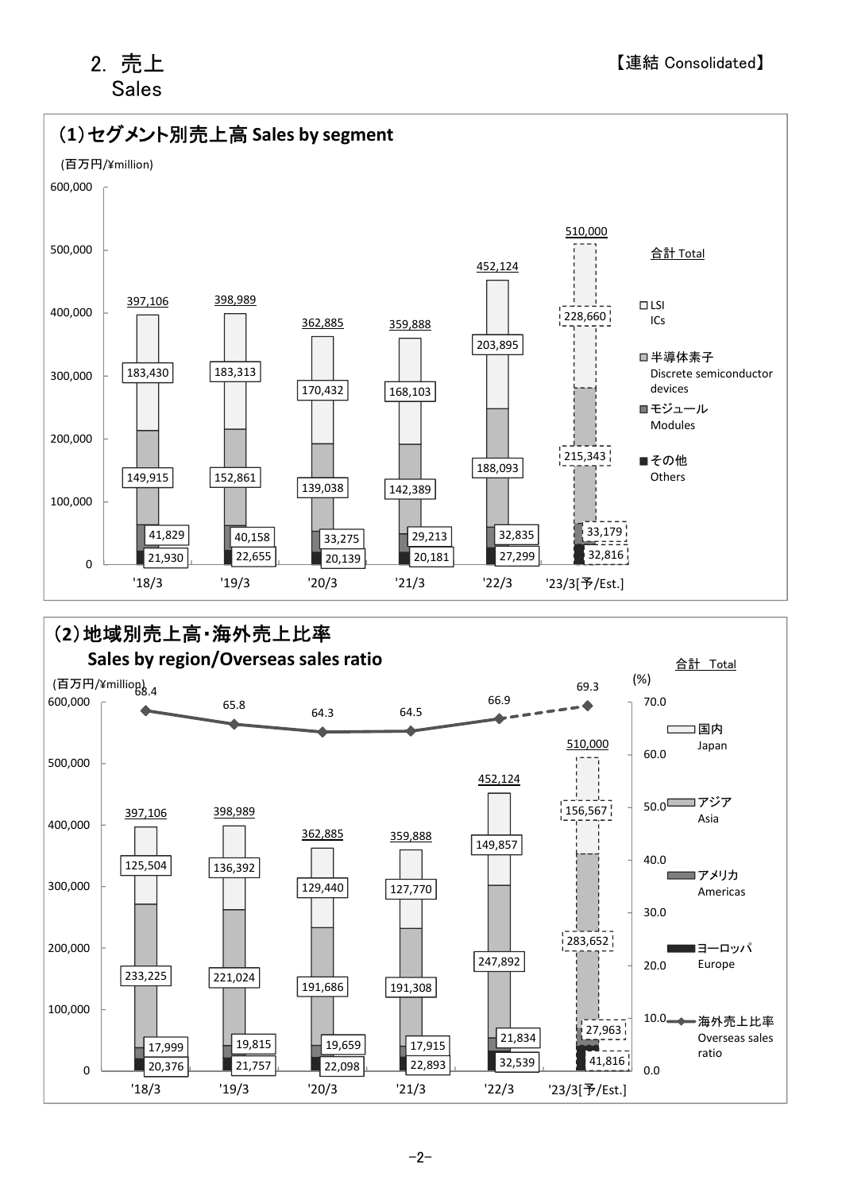## 2. 売上
Sales

【連結 Consolidated】

### (1) セグメント別売上高 Sales by segment

(百万円/¥million)

| | '18/3 | '19/3 | '20/3 | '21/3 | '22/3 | '23/3[予/Est.] |
|---|---|---|---|---|---|---|
| LSI ICs | 183,430 | 183,313 | 170,432 | 168,103 | 203,895 | 228,660 |
| 半導体素子 Discrete semiconductor devices | 149,915 | 152,861 | 139,038 | 142,389 | 188,093 | 215,343 |
| モジュール Modules | 41,829 | 40,158 | 33,275 | 29,213 | 32,835 | 33,179 |
| その他 Others | 21,930 | 22,655 | 20,139 | 20,181 | 27,299 | 32,816 |
| 合計 Total | 397,106 | 398,989 | 362,885 | 359,888 | 452,124 | 510,000 |

### (2) 地域別売上高・海外売上比率 Sales by region/Overseas sales ratio

(百万円/¥million)

| | '18/3 | '19/3 | '20/3 | '21/3 | '22/3 | '23/3[予/Est.] |
|---|---|---|---|---|---|---|
| 国内 Japan | 125,504 | 136,392 | 129,440 | 127,770 | 149,857 | 156,567 |
| アジア Asia | 233,225 | 221,024 | 191,686 | 191,308 | 247,892 | 283,652 |
| アメリカ Americas | 17,999 | 19,815 | 19,659 | 17,915 | 21,834 | 27,963 |
| ヨーロッパ Europe | 20,376 | 21,757 | 22,098 | 22,893 | 32,539 | 41,816 |
| 合計 Total | 397,106 | 398,989 | 362,885 | 359,888 | 452,124 | 510,000 |
| 海外売上比率 Overseas sales ratio (%) | 68.4 | 65.8 | 64.3 | 64.5 | 66.9 | 69.3 |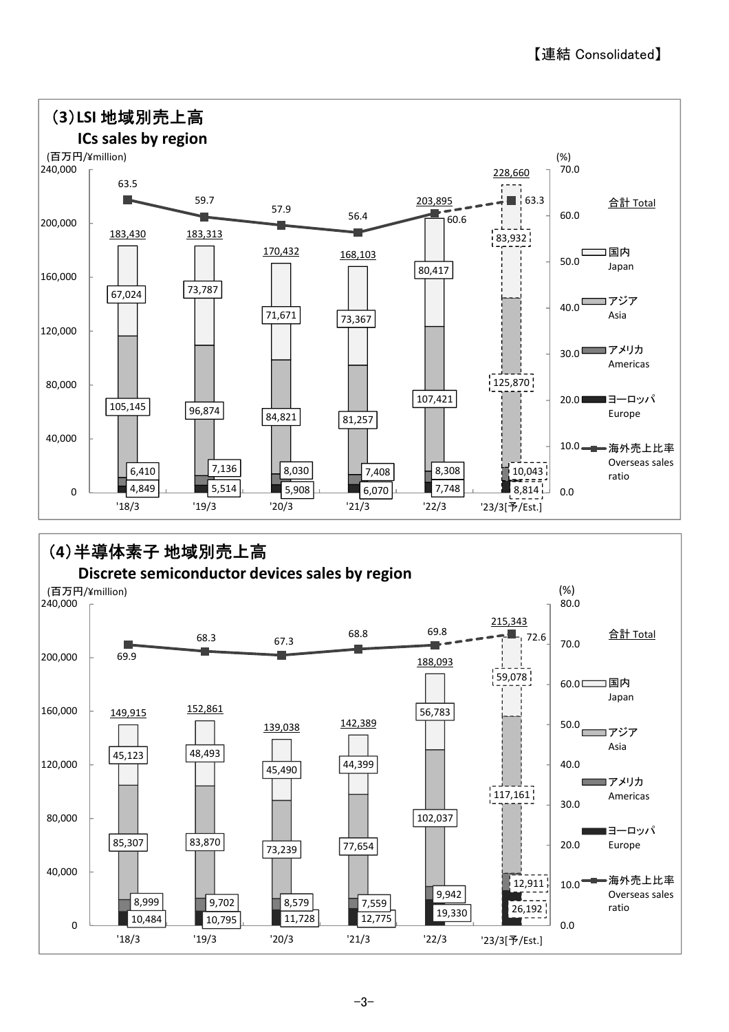【連結 Consolidated】

## (3) LSI 地域別売上高
### ICs sales by region

(百万円/¥million)

| | '18/3 | '19/3 | '20/3 | '21/3 | '22/3 | '23/3[予/Est.] |
|---|---|---|---|---|---|---|
| 国内 Japan | 67,024 | 73,787 | 71,671 | 73,367 | 80,417 | 83,932 |
| アジア Asia | 105,145 | 96,874 | 84,821 | 81,257 | 107,421 | 125,870 |
| アメリカ Americas | 6,410 | 7,136 | 8,030 | 7,408 | 8,308 | 10,043 |
| ヨーロッパ Europe | 4,849 | 5,514 | 5,908 | 6,070 | 7,748 | 8,814 |
| 合計 Total | 183,430 | 183,313 | 170,432 | 168,103 | 203,895 | 228,660 |
| 海外売上比率 Overseas sales ratio (%) | 63.5 | 59.7 | 57.9 | 56.4 | 60.6 | 63.3 |

## (4) 半導体素子 地域別売上高
### Discrete semiconductor devices sales by region

(百万円/¥million)

| | '18/3 | '19/3 | '20/3 | '21/3 | '22/3 | '23/3[予/Est.] |
|---|---|---|---|---|---|---|
| 国内 Japan | 45,123 | 48,493 | 45,490 | 44,399 | 56,783 | 59,078 |
| アジア Asia | 85,307 | 83,870 | 73,239 | 77,654 | 102,037 | 117,161 |
| アメリカ Americas | 8,999 | 9,702 | 8,579 | 7,559 | 9,942 | 12,911 |
| ヨーロッパ Europe | 10,484 | 10,795 | 11,728 | 12,775 | 19,330 | 26,192 |
| 合計 Total | 149,915 | 152,861 | 139,038 | 142,389 | 188,093 | 215,343 |
| 海外売上比率 Overseas sales ratio (%) | 69.9 | 68.3 | 67.3 | 68.8 | 69.8 | 72.6 |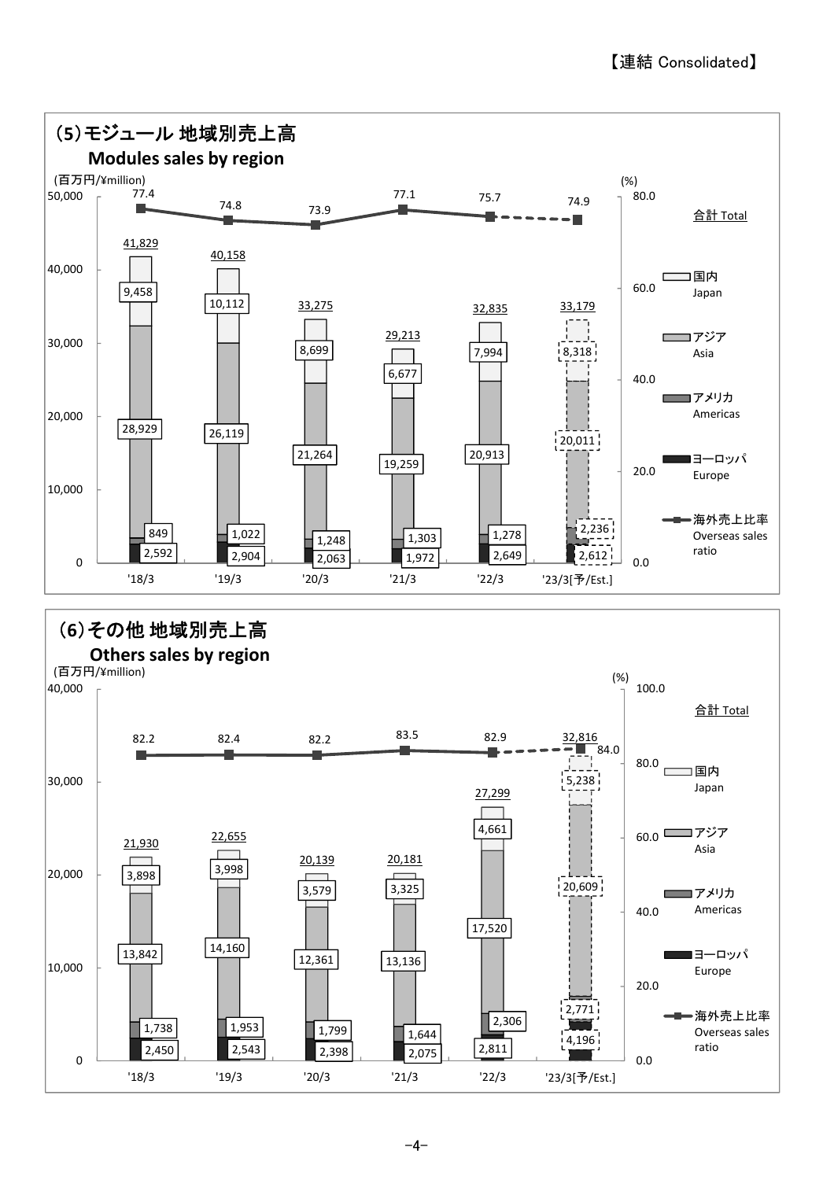【連結 Consolidated】

## (5)モジュール 地域別売上高
### Modules sales by region

(百万円/¥million)

| | '18/3 | '19/3 | '20/3 | '21/3 | '22/3 | '23/3[予/Est.] |
|---|---|---|---|---|---|---|
| 合計 Total | 41,829 | 40,158 | 33,275 | 29,213 | 32,835 | 33,179 |
| 国内 Japan | 9,458 | 10,112 | 8,699 | 6,677 | 7,994 | 8,318 |
| アジア Asia | 28,929 | 26,119 | 21,264 | 19,259 | 20,913 | 20,011 |
| アメリカ Americas | 849 | 1,022 | 1,248 | 1,303 | 1,278 | 2,236 |
| ヨーロッパ Europe | 2,592 | 2,904 | 2,063 | 1,972 | 2,649 | 2,612 |
| 海外売上比率 Overseas sales ratio (%) | 77.4 | 74.8 | 73.9 | 77.1 | 75.7 | 74.9 |

## (6)その他 地域別売上高
### Others sales by region

(百万円/¥million)

| | '18/3 | '19/3 | '20/3 | '21/3 | '22/3 | '23/3[予/Est.] |
|---|---|---|---|---|---|---|
| 合計 Total | 21,930 | 22,655 | 20,139 | 20,181 | 27,299 | 32,816 |
| 国内 Japan | 3,898 | 3,998 | 3,579 | 3,325 | 4,661 | 5,238 |
| アジア Asia | 13,842 | 14,160 | 12,361 | 13,136 | 17,520 | 20,609 |
| アメリカ Americas | 1,738 | 1,953 | 1,799 | 1,644 | 2,306 | 2,771 |
| ヨーロッパ Europe | 2,450 | 2,543 | 2,398 | 2,075 | 2,811 | 4,196 |
| 海外売上比率 Overseas sales ratio (%) | 82.2 | 82.4 | 82.2 | 83.5 | 82.9 | 84.0 |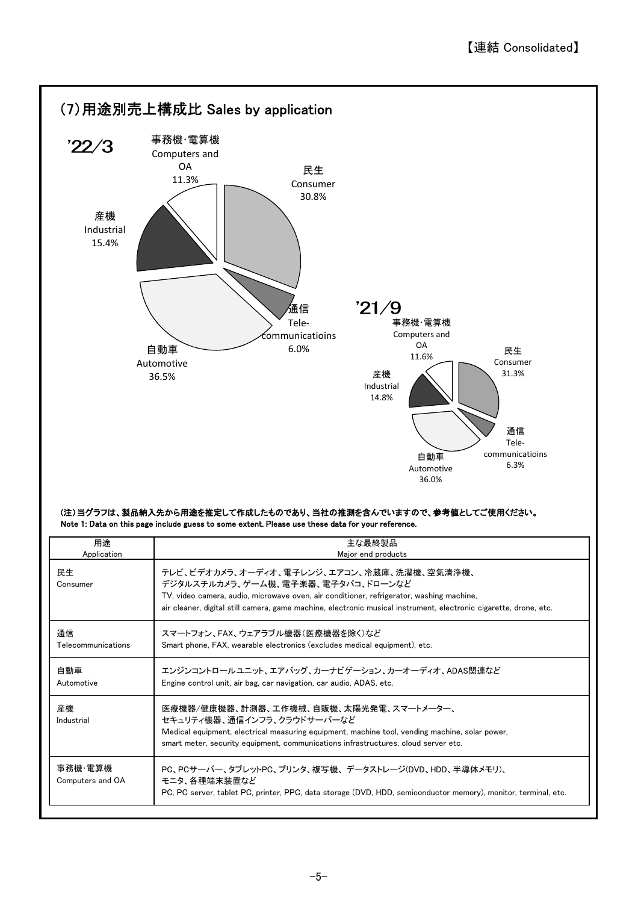【連結 Consolidated】

## (7)用途別売上構成比 Sales by application

'22/3

| 用途 Application | 構成比 |
|---|---|
| 民生 Consumer | 30.8% |
| 通信 Tele-communicatioins | 6.0% |
| 自動車 Automotive | 36.5% |
| 産機 Industrial | 15.4% |
| 事務機･電算機 Computers and OA | 11.3% |

'21/9

| 用途 Application | 構成比 |
|---|---|
| 民生 Consumer | 31.3% |
| 通信 Tele-communicatioins | 6.3% |
| 自動車 Automotive | 36.0% |
| 産機 Industrial | 14.8% |
| 事務機･電算機 Computers and OA | 11.6% |

**(注)当グラフは、製品納入先から用途を推定して作成したものであり、当社の推測を含んでいますので、参考値としてご使用ください。**
**Note 1: Data on this page include guess to some extent. Please use these data for your reference.**

| 用途<br>Application | 主な最終製品<br>Major end products |
|---|---|
| 民生<br>Consumer | テレビ、ビデオカメラ、オーディオ、電子レンジ、エアコン、冷蔵庫、洗濯機、空気清浄機、デジタルスチルカメラ、ゲーム機、電子楽器、電子タバコ、ドローンなど<br>TV, video camera, audio, microwave oven, air conditioner, refrigerator, washing machine, air cleaner, digital still camera, game machine, electronic musical instrument, electronic cigarette, drone, etc. |
| 通信<br>Telecommunications | スマートフォン、FAX、ウェアラブル機器(医療機器を除く)など<br>Smart phone, FAX, wearable electronics (excludes medical equipment), etc. |
| 自動車<br>Automotive | エンジンコントロールユニット、エアバッグ、カーナビゲーション、カーオーディオ、ADAS関連など<br>Engine control unit, air bag, car navigation, car audio, ADAS, etc. |
| 産機<br>Industrial | 医療機器/健康機器、計測器、工作機械、自販機、太陽光発電、スマートメーター、セキュリティ機器、通信インフラ、クラウドサーバーなど<br>Medical equipment, electrical measuring equipment, machine tool, vending machine, solar power, smart meter, security equipment, communications infrastructures, cloud server etc. |
| 事務機･電算機<br>Computers and OA | PC、PCサーバー、タブレットPC、プリンタ、複写機、 データストレージ(DVD、HDD、半導体メモリ)、モニタ、各種端末装置など<br>PC, PC server, tablet PC, printer, PPC, data storage (DVD, HDD, semiconductor memory), monitor, terminal, etc. |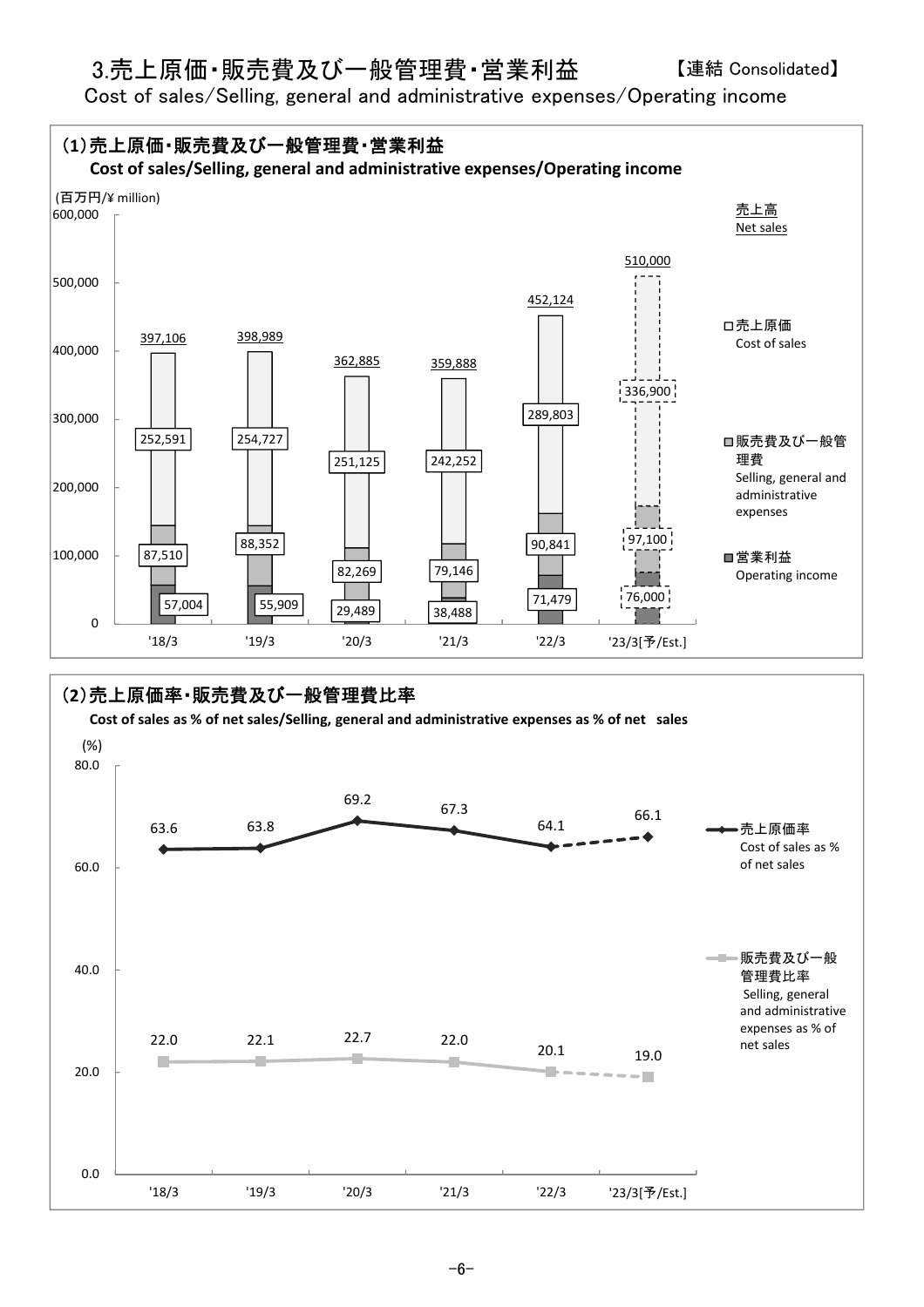# 3.売上原価・販売費及び一般管理費・営業利益　【連結 Consolidated】

Cost of sales/Selling, general and administrative expenses/Operating income

## (1)売上原価・販売費及び一般管理費・営業利益

**Cost of sales/Selling, general and administrative expenses/Operating income**

(百万円/¥ million)

| | '18/3 | '19/3 | '20/3 | '21/3 | '22/3 | '23/3[予/Est.] |
|---|---|---|---|---|---|---|
| 売上高 Net sales | 397,106 | 398,989 | 362,885 | 359,888 | 452,124 | 510,000 |
| 売上原価 Cost of sales | 252,591 | 254,727 | 251,125 | 242,252 | 289,803 | 336,900 |
| 販売費及び一般管理費 Selling, general and administrative expenses | 87,510 | 88,352 | 82,269 | 79,146 | 90,841 | 97,100 |
| 営業利益 Operating income | 57,004 | 55,909 | 29,489 | 38,488 | 71,479 | 76,000 |

## (2)売上原価率・販売費及び一般管理費比率

**Cost of sales as % of net sales/Selling, general and administrative expenses as % of net sales**

(%)

| | '18/3 | '19/3 | '20/3 | '21/3 | '22/3 | '23/3[予/Est.] |
|---|---|---|---|---|---|---|
| 売上原価率 Cost of sales as % of net sales | 63.6 | 63.8 | 69.2 | 67.3 | 64.1 | 66.1 |
| 販売費及び一般管理費比率 Selling, general and administrative expenses as % of net sales | 22.0 | 22.1 | 22.7 | 22.0 | 20.1 | 19.0 |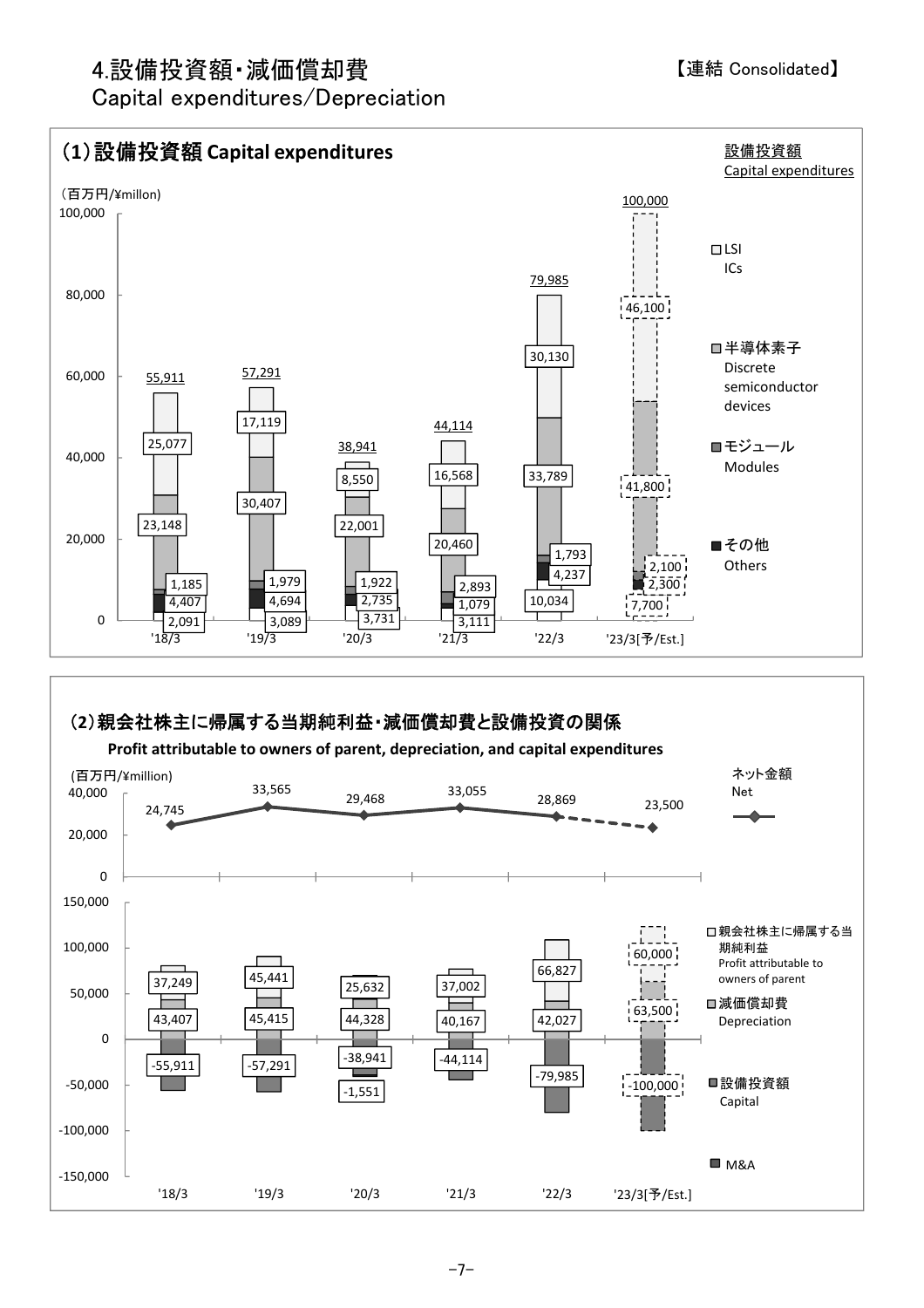# 4.設備投資額・減価償却費
Capital expenditures/Depreciation

【連結 Consolidated】

## (1) 設備投資額 Capital expenditures

(百万円/¥millon)

| | '18/3 | '19/3 | '20/3 | '21/3 | '22/3 | '23/3[予/Est.] |
|---|---|---|---|---|---|---|
| LSI ICs | 25,077 | 17,119 | 8,550 | 16,568 | 30,130 | 46,100 |
| 半導体素子 Discrete semiconductor devices | 23,148 | 30,407 | 22,001 | 20,460 | 33,789 | 41,800 |
| モジュール Modules | 1,185 | 1,979 | 1,922 | 2,893 | 1,793 | 2,100 |
| その他 Others | 4,407 | 4,694 | 2,735 | 1,079 | 4,237 | 2,300 |
| | 2,091 | 3,089 | 3,731 | 3,111 | 10,034 | 7,700 |
| 設備投資額 Capital expenditures | 55,911 | 57,291 | 38,941 | 44,114 | 79,985 | 100,000 |

## (2) 親会社株主に帰属する当期純利益・減価償却費と設備投資の関係

**Profit attributable to owners of parent, depreciation, and capital expenditures**

(百万円/¥million)

| | '18/3 | '19/3 | '20/3 | '21/3 | '22/3 | '23/3[予/Est.] |
|---|---|---|---|---|---|---|
| ネット金額 Net | 24,745 | 33,565 | 29,468 | 33,055 | 28,869 | 23,500 |
| 親会社株主に帰属する当期純利益 Profit attributable to owners of parent | 37,249 | 45,441 | 25,632 | 37,002 | 66,827 | 60,000 |
| 減価償却費 Depreciation | 43,407 | 45,415 | 44,328 | 40,167 | 42,027 | 63,500 |
| 設備投資額 Capital | -55,911 | -57,291 | -38,941 | -44,114 | -79,985 | -100,000 |
| M&A | | | -1,551 | | | |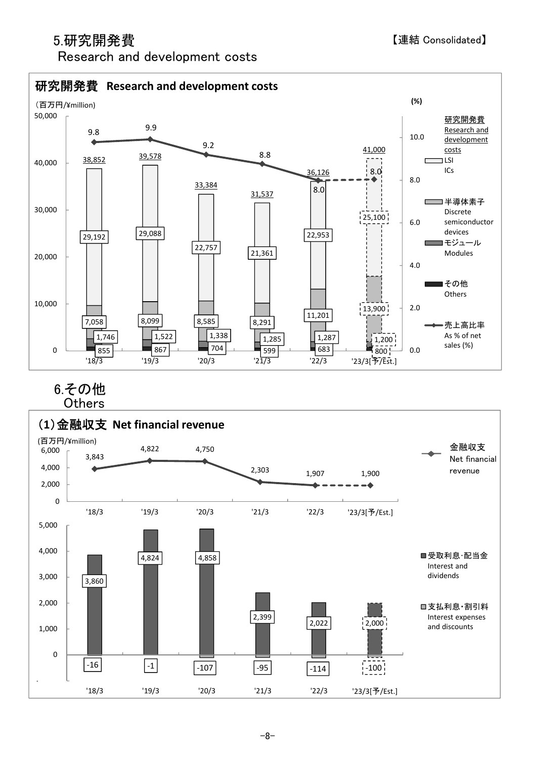## 5.研究開発費 Research and development costs

【連結 Consolidated】

### 研究開発費 Research and development costs

(百万円/¥million)

| | '18/3 | '19/3 | '20/3 | '21/3 | '22/3 | '23/3[予/Est.] |
|---|---|---|---|---|---|---|
| 研究開発費 Research and development costs | 38,852 | 39,578 | 33,384 | 31,537 | 36,126 | 41,000 |
| LSI ICs | 29,192 | 29,088 | 22,757 | 21,361 | 22,953 | 25,100 |
| 半導体素子 Discrete semiconductor devices | 7,058 | 8,099 | 8,585 | 8,291 | 11,201 | 13,900 |
| モジュール Modules | 1,746 | 1,522 | 1,338 | 1,285 | 1,287 | 1,200 |
| その他 Others | 855 | 867 | 704 | 599 | 683 | 800 |
| 売上高比率 As % of net sales (%) | 9.8 | 9.9 | 9.2 | 8.8 | 8.0 | 8.0 |

## 6.その他 Others

### (1)金融収支 Net financial revenue

(百万円/¥million)

| | '18/3 | '19/3 | '20/3 | '21/3 | '22/3 | '23/3[予/Est.] |
|---|---|---|---|---|---|---|
| 金融収支 Net financial revenue | 3,843 | 4,822 | 4,750 | 2,303 | 1,907 | 1,900 |
| 受取利息･配当金 Interest and dividends | 3,860 | 4,824 | 4,858 | 2,399 | 2,022 | 2,000 |
| 支払利息･割引料 Interest expenses and discounts | -16 | -1 | -107 | -95 | -114 | -100 |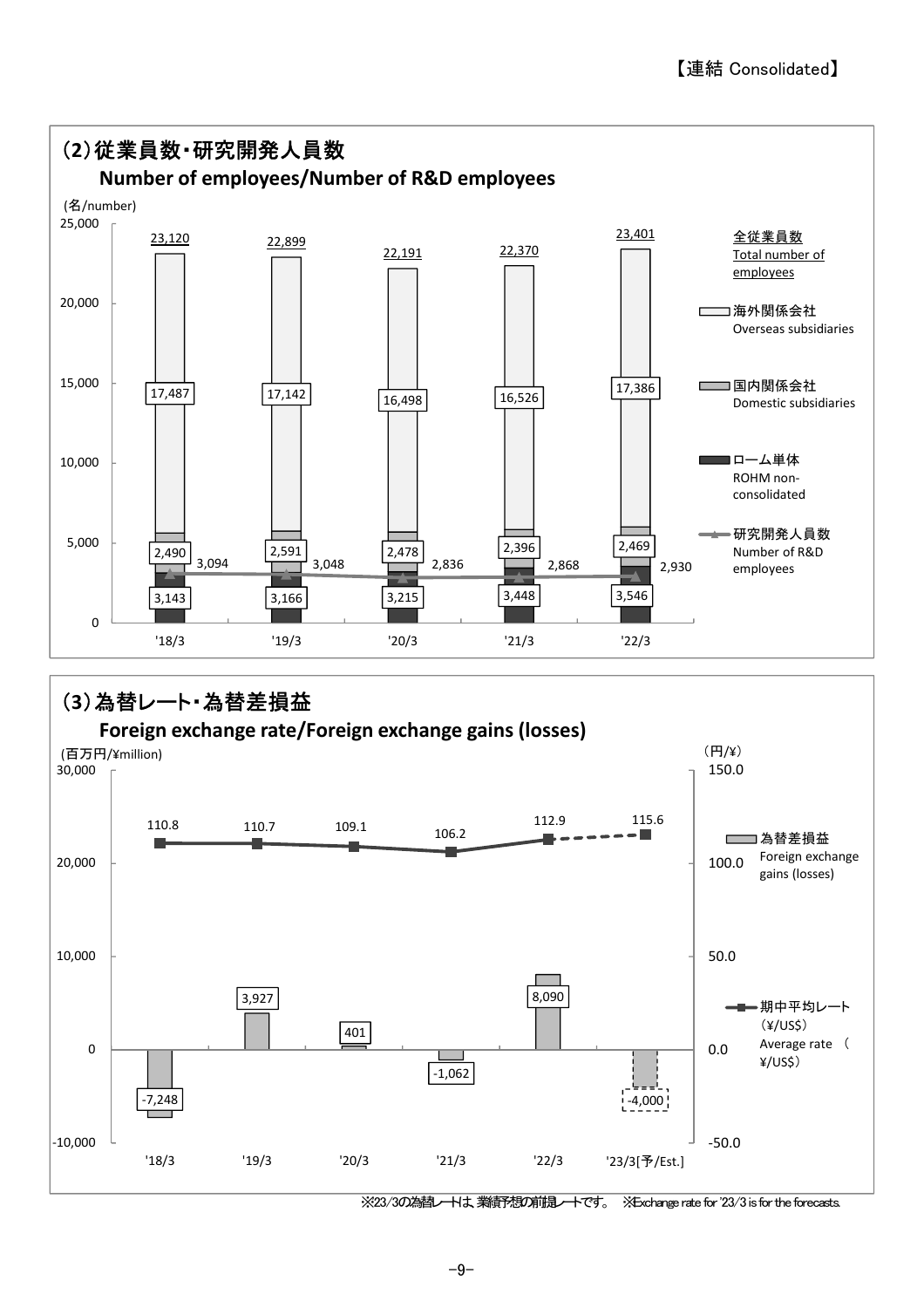【連結 Consolidated】

## (2) 従業員数・研究開発人員数
### Number of employees/Number of R&D employees

(名/number)

| | '18/3 | '19/3 | '20/3 | '21/3 | '22/3 |
|---|---|---|---|---|---|
| 全従業員数 Total number of employees | 23,120 | 22,899 | 22,191 | 22,370 | 23,401 |
| 海外関係会社 Overseas subsidiaries | 17,487 | 17,142 | 16,498 | 16,526 | 17,386 |
| 国内関係会社 Domestic subsidiaries | 2,490 | 2,591 | 2,478 | 2,396 | 2,469 |
| ローム単体 ROHM non-consolidated | 3,143 | 3,166 | 3,215 | 3,448 | 3,546 |
| 研究開発人員数 Number of R&D employees | 3,094 | 3,048 | 2,836 | 2,868 | 2,930 |

## (3) 為替レート・為替差損益
### Foreign exchange rate/Foreign exchange gains (losses)

| | '18/3 | '19/3 | '20/3 | '21/3 | '22/3 | '23/3[予/Est.] |
|---|---|---|---|---|---|---|
| 為替差損益 Foreign exchange gains (losses) (百万円/¥million) | -7,248 | 3,927 | 401 | -1,062 | 8,090 | -4,000 |
| 期中平均レート (¥/US$) Average rate (¥/US$) (円/¥) | 110.8 | 110.7 | 109.1 | 106.2 | 112.9 | 115.6 |

※23/3の為替レートは、業績予想の前提レートです。 ※Exchange rate for '23/3 is for the forecasts.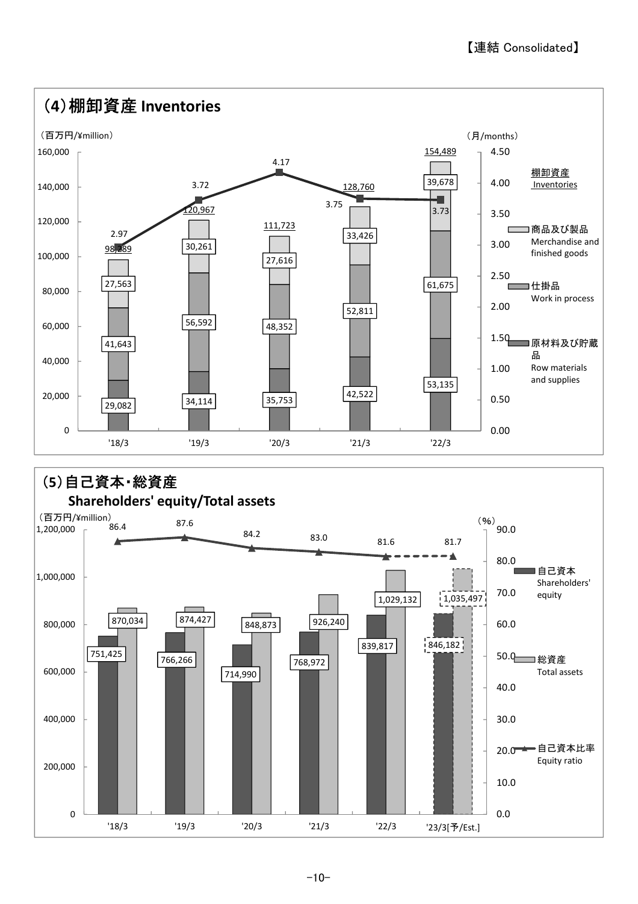【連結 Consolidated】

## (4)棚卸資産 Inventories

(百万円/¥million) (月/months)

| | '18/3 | '19/3 | '20/3 | '21/3 | '22/3 |
|---|---|---|---|---|---|
| 商品及び製品 Merchandise and finished goods | 27,563 | 30,261 | 27,616 | 33,426 | 39,678 |
| 仕掛品 Work in process | 41,643 | 56,592 | 48,352 | 52,811 | 61,675 |
| 原材料及び貯蔵品 Row materials and supplies | 29,082 | 34,114 | 35,753 | 42,522 | 53,135 |
| 棚卸資産 Inventories | 98,289 | 120,967 | 111,723 | 128,760 | 154,489 |
| (月/months) | 2.97 | 3.72 | 4.17 | 3.75 | 3.73 |

## (5)自己資本・総資産 Shareholders' equity/Total assets

(百万円/¥million) (%)

| | '18/3 | '19/3 | '20/3 | '21/3 | '22/3 | '23/3[予/Est.] |
|---|---|---|---|---|---|---|
| 自己資本 Shareholders' equity | 751,425 | 766,266 | 714,990 | 768,972 | 839,817 | 846,182 |
| 総資産 Total assets | 870,034 | 874,427 | 848,873 | 926,240 | 1,029,132 | 1,035,497 |
| 自己資本比率 Equity ratio (%) | 86.4 | 87.6 | 84.2 | 83.0 | 81.6 | 81.7 |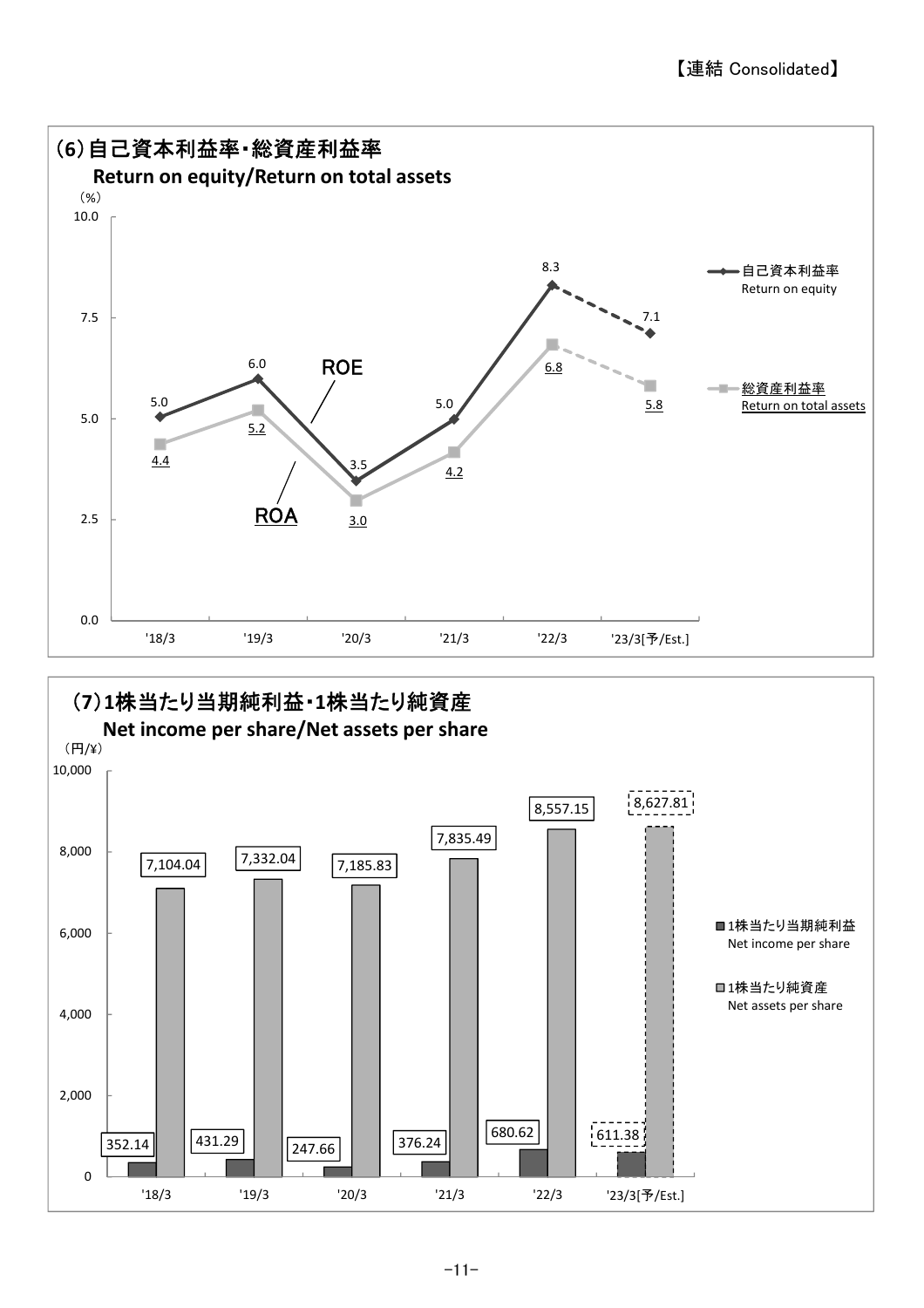【連結 Consolidated】

## (6)自己資本利益率・総資産利益率
**Return on equity/Return on total assets**

(%)

| | '18/3 | '19/3 | '20/3 | '21/3 | '22/3 | '23/3[予/Est.] |
|---|---|---|---|---|---|---|
| 自己資本利益率 Return on equity (ROE) | 5.0 | 6.0 | 3.5 | 5.0 | 8.3 | 7.1 |
| 総資産利益率 Return on total assets (ROA) | 4.4 | 5.2 | 3.0 | 4.2 | 6.8 | 5.8 |

## (7)1株当たり当期純利益・1株当たり純資産
**Net income per share/Net assets per share**

(円/¥)

| | '18/3 | '19/3 | '20/3 | '21/3 | '22/3 | '23/3[予/Est.] |
|---|---|---|---|---|---|---|
| 1株当たり当期純利益 Net income per share | 352.14 | 431.29 | 247.66 | 376.24 | 680.62 | 611.38 |
| 1株当たり純資産 Net assets per share | 7,104.04 | 7,332.04 | 7,185.83 | 7,835.49 | 8,557.15 | 8,627.81 |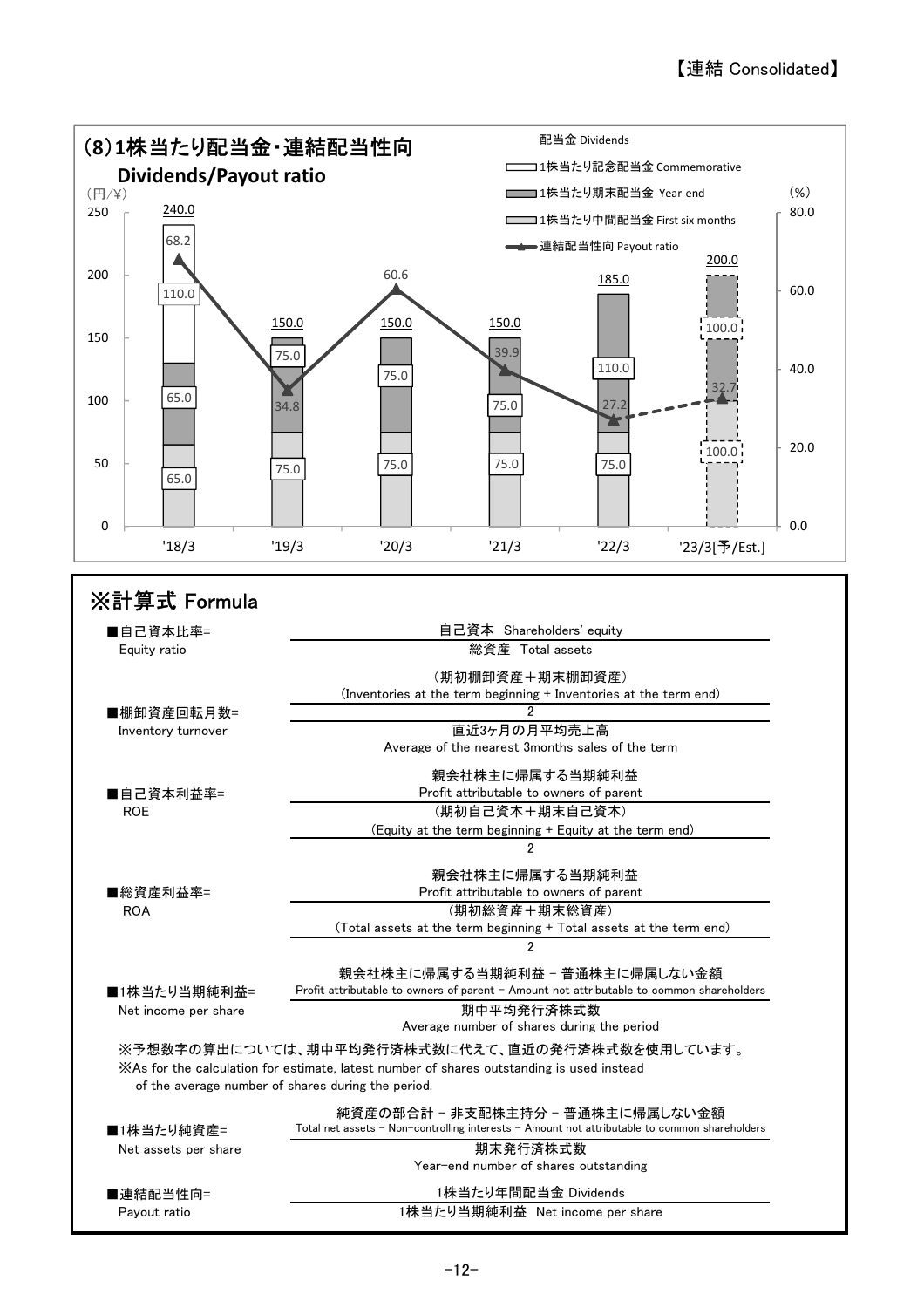【連結 Consolidated】

## (8) 1株当たり配当金・連結配当性向 Dividends/Payout ratio

| | '18/3 | '19/3 | '20/3 | '21/3 | '22/3 | '23/3[予/Est.] |
|---|---|---|---|---|---|---|
| 1株当たり中間配当金 First six months (円/¥) | 65.0 | 75.0 | 75.0 | 75.0 | 75.0 | 100.0 |
| 1株当たり期末配当金 Year-end (円/¥) | 65.0 | 75.0 | 75.0 | 75.0 | 110.0 | 100.0 |
| 1株当たり記念配当金 Commemorative (円/¥) | 110.0 | | | | | |
| 合計 (円/¥) | 240.0 | 150.0 | 150.0 | 150.0 | 185.0 | 200.0 |
| 連結配当性向 Payout ratio (%) | 68.2 | 34.8 | 60.6 | 39.9 | 27.2 | 32.7 |

## ※計算式 Formula

■自己資本比率= Equity ratio

$$\frac{\text{自己資本 Shareholders' equity}}{\text{総資産 Total assets}}$$

■棚卸資産回転月数= Inventory turnover

$$\frac{\frac{\text{(期初棚卸資産＋期末棚卸資産) (Inventories at the term beginning + Inventories at the term end)}}{2}}{\text{直近3ヶ月の月平均売上高 Average of the nearest 3months sales of the term}}$$

■自己資本利益率= ROE

$$\frac{\text{親会社株主に帰属する当期純利益 Profit attributable to owners of parent}}{\frac{\text{(期初自己資本＋期末自己資本) (Equity at the term beginning + Equity at the term end)}}{2}}$$

■総資産利益率= ROA

$$\frac{\text{親会社株主に帰属する当期純利益 Profit attributable to owners of parent}}{\frac{\text{(期初総資産＋期末総資産) (Total assets at the term beginning + Total assets at the term end)}}{2}}$$

■1株当たり当期純利益= Net income per share

$$\frac{\text{親会社株主に帰属する当期純利益 − 普通株主に帰属しない金額 Profit attributable to owners of parent − Amount not attributable to common shareholders}}{\text{期中平均発行済株式数 Average number of shares during the period}}$$

※予想数字の算出については、期中平均発行済株式数に代えて、直近の発行済株式数を使用しています。
※As for the calculation for estimate, latest number of shares outstanding is used instead of the average number of shares during the period.

■1株当たり純資産= Net assets per share

$$\frac{\text{純資産の部合計 − 非支配株主持分 − 普通株主に帰属しない金額 Total net assets − Non-controlling interests − Amount not attributable to common shareholders}}{\text{期末発行済株式数 Year-end number of shares outstanding}}$$

■連結配当性向= Payout ratio

$$\frac{\text{1株当たり年間配当金 Dividends}}{\text{1株当たり当期純利益 Net income per share}}$$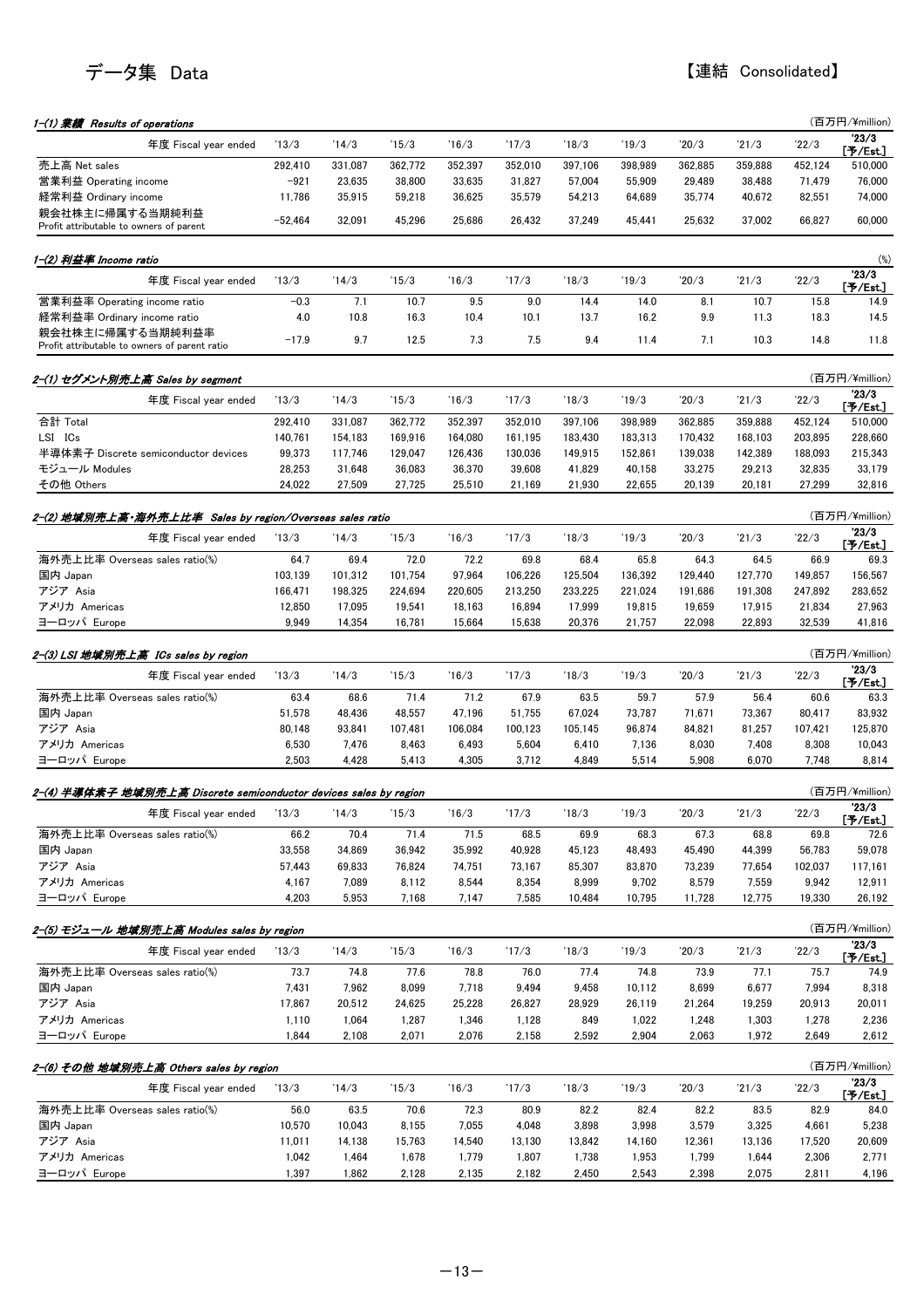# データ集 Data

【連結 Consolidated】

### 1-(1) 業績 *Results of operations*

(百万円/¥million)

| 年度 Fiscal year ended | '13/3 | '14/3 | '15/3 | '16/3 | '17/3 | '18/3 | '19/3 | '20/3 | '21/3 | '22/3 | '23/3 [予/Est.] |
|---|---|---|---|---|---|---|---|---|---|---|---|
| 売上高 Net sales | 292,410 | 331,087 | 362,772 | 352,397 | 352,010 | 397,106 | 398,989 | 362,885 | 359,888 | 452,124 | 510,000 |
| 営業利益 Operating income | −921 | 23,635 | 38,800 | 33,635 | 31,827 | 57,004 | 55,909 | 29,489 | 38,488 | 71,479 | 76,000 |
| 経常利益 Ordinary income | 11,786 | 35,915 | 59,218 | 36,625 | 35,579 | 54,213 | 64,689 | 35,774 | 40,672 | 82,551 | 74,000 |
| 親会社株主に帰属する当期純利益 Profit attributable to owners of parent | −52,464 | 32,091 | 45,296 | 25,686 | 26,432 | 37,249 | 45,441 | 25,632 | 37,002 | 66,827 | 60,000 |

### 1-(2) 利益率 *Income ratio*

(%)

| 年度 Fiscal year ended | '13/3 | '14/3 | '15/3 | '16/3 | '17/3 | '18/3 | '19/3 | '20/3 | '21/3 | '22/3 | '23/3 [予/Est.] |
|---|---|---|---|---|---|---|---|---|---|---|---|
| 営業利益率 Operating income ratio | −0.3 | 7.1 | 10.7 | 9.5 | 9.0 | 14.4 | 14.0 | 8.1 | 10.7 | 15.8 | 14.9 |
| 経常利益率 Ordinary income ratio | 4.0 | 10.8 | 16.3 | 10.4 | 10.1 | 13.7 | 16.2 | 9.9 | 11.3 | 18.3 | 14.5 |
| 親会社株主に帰属する当期純利益率 Profit attributable to owners of parent ratio | −17.9 | 9.7 | 12.5 | 7.3 | 7.5 | 9.4 | 11.4 | 7.1 | 10.3 | 14.8 | 11.8 |

### 2-(1) セグメント別売上高 *Sales by segment*

(百万円/¥million)

| 年度 Fiscal year ended | '13/3 | '14/3 | '15/3 | '16/3 | '17/3 | '18/3 | '19/3 | '20/3 | '21/3 | '22/3 | '23/3 [予/Est.] |
|---|---|---|---|---|---|---|---|---|---|---|---|
| 合計 Total | 292,410 | 331,087 | 362,772 | 352,397 | 352,010 | 397,106 | 398,989 | 362,885 | 359,888 | 452,124 | 510,000 |
| LSI ICs | 140,761 | 154,183 | 169,916 | 164,080 | 161,195 | 183,430 | 183,313 | 170,432 | 168,103 | 203,895 | 228,660 |
| 半導体素子 Discrete semiconductor devices | 99,373 | 117,746 | 129,047 | 126,436 | 130,036 | 149,915 | 152,861 | 139,038 | 142,389 | 188,093 | 215,343 |
| モジュール Modules | 28,253 | 31,648 | 36,083 | 36,370 | 39,608 | 41,829 | 40,158 | 33,275 | 29,213 | 32,835 | 33,179 |
| その他 Others | 24,022 | 27,509 | 27,725 | 25,510 | 21,169 | 21,930 | 22,655 | 20,139 | 20,181 | 27,299 | 32,816 |

### 2-(2) 地域別売上高・海外売上比率 *Sales by region/Overseas sales ratio*

(百万円/¥million)

| 年度 Fiscal year ended | '13/3 | '14/3 | '15/3 | '16/3 | '17/3 | '18/3 | '19/3 | '20/3 | '21/3 | '22/3 | '23/3 [予/Est.] |
|---|---|---|---|---|---|---|---|---|---|---|---|
| 海外売上比率 Overseas sales ratio(%) | 64.7 | 69.4 | 72.0 | 72.2 | 69.8 | 68.4 | 65.8 | 64.3 | 64.5 | 66.9 | 69.3 |
| 国内 Japan | 103,139 | 101,312 | 101,754 | 97,964 | 106,226 | 125,504 | 136,392 | 129,440 | 127,770 | 149,857 | 156,567 |
| アジア Asia | 166,471 | 198,325 | 224,694 | 220,605 | 213,250 | 233,225 | 221,024 | 191,686 | 191,308 | 247,892 | 283,652 |
| アメリカ Americas | 12,850 | 17,095 | 19,541 | 18,163 | 16,894 | 17,999 | 19,815 | 19,659 | 17,915 | 21,834 | 27,963 |
| ヨーロッパ Europe | 9,949 | 14,354 | 16,781 | 15,664 | 15,638 | 20,376 | 21,757 | 22,098 | 22,893 | 32,539 | 41,816 |

### 2-(3) LSI 地域別売上高 *ICs sales by region*

(百万円/¥million)

| 年度 Fiscal year ended | '13/3 | '14/3 | '15/3 | '16/3 | '17/3 | '18/3 | '19/3 | '20/3 | '21/3 | '22/3 | '23/3 [予/Est.] |
|---|---|---|---|---|---|---|---|---|---|---|---|
| 海外売上比率 Overseas sales ratio(%) | 63.4 | 68.6 | 71.4 | 71.2 | 67.9 | 63.5 | 59.7 | 57.9 | 56.4 | 60.6 | 63.3 |
| 国内 Japan | 51,578 | 48,436 | 48,557 | 47,196 | 51,755 | 67,024 | 73,787 | 71,671 | 73,367 | 80,417 | 83,932 |
| アジア Asia | 80,148 | 93,841 | 107,481 | 106,084 | 100,123 | 105,145 | 96,874 | 84,821 | 81,257 | 107,421 | 125,870 |
| アメリカ Americas | 6,530 | 7,476 | 8,463 | 6,493 | 5,604 | 6,410 | 7,136 | 8,030 | 7,408 | 8,308 | 10,043 |
| ヨーロッパ Europe | 2,503 | 4,428 | 5,413 | 4,305 | 3,712 | 4,849 | 5,514 | 5,908 | 6,070 | 7,748 | 8,814 |

### 2-(4) 半導体素子 地域別売上高 *Discrete semiconductor devices sales by region*

(百万円/¥million)

| 年度 Fiscal year ended | '13/3 | '14/3 | '15/3 | '16/3 | '17/3 | '18/3 | '19/3 | '20/3 | '21/3 | '22/3 | '23/3 [予/Est.] |
|---|---|---|---|---|---|---|---|---|---|---|---|
| 海外売上比率 Overseas sales ratio(%) | 66.2 | 70.4 | 71.4 | 71.5 | 68.5 | 69.9 | 68.3 | 67.3 | 68.8 | 69.8 | 72.6 |
| 国内 Japan | 33,558 | 34,869 | 36,942 | 35,992 | 40,928 | 45,123 | 48,493 | 45,490 | 44,399 | 56,783 | 59,078 |
| アジア Asia | 57,443 | 69,833 | 76,824 | 74,751 | 73,167 | 85,307 | 83,870 | 73,239 | 77,654 | 102,037 | 117,161 |
| アメリカ Americas | 4,167 | 7,089 | 8,112 | 8,544 | 8,354 | 8,999 | 9,702 | 8,579 | 7,559 | 9,942 | 12,911 |
| ヨーロッパ Europe | 4,203 | 5,953 | 7,168 | 7,147 | 7,585 | 10,484 | 10,795 | 11,728 | 12,775 | 19,330 | 26,192 |

### 2-(5) モジュール 地域別売上高 *Modules sales by region*

(百万円/¥million)

| 年度 Fiscal year ended | '13/3 | '14/3 | '15/3 | '16/3 | '17/3 | '18/3 | '19/3 | '20/3 | '21/3 | '22/3 | '23/3 [予/Est.] |
|---|---|---|---|---|---|---|---|---|---|---|---|
| 海外売上比率 Overseas sales ratio(%) | 73.7 | 74.8 | 77.6 | 78.8 | 76.0 | 77.4 | 74.8 | 73.9 | 77.1 | 75.7 | 74.9 |
| 国内 Japan | 7,431 | 7,962 | 8,099 | 7,718 | 9,494 | 9,458 | 10,112 | 8,699 | 6,677 | 7,994 | 8,318 |
| アジア Asia | 17,867 | 20,512 | 24,625 | 25,228 | 26,827 | 28,929 | 26,119 | 21,264 | 19,259 | 20,913 | 20,011 |
| アメリカ Americas | 1,110 | 1,064 | 1,287 | 1,346 | 1,128 | 849 | 1,022 | 1,248 | 1,303 | 1,278 | 2,236 |
| ヨーロッパ Europe | 1,844 | 2,108 | 2,071 | 2,076 | 2,158 | 2,592 | 2,904 | 2,063 | 1,972 | 2,649 | 2,612 |

### 2-(6) その他 地域別売上高 *Others sales by region*

(百万円/¥million)

| 年度 Fiscal year ended | '13/3 | '14/3 | '15/3 | '16/3 | '17/3 | '18/3 | '19/3 | '20/3 | '21/3 | '22/3 | '23/3 [予/Est.] |
|---|---|---|---|---|---|---|---|---|---|---|---|
| 海外売上比率 Overseas sales ratio(%) | 56.0 | 63.5 | 70.6 | 72.3 | 80.9 | 82.2 | 82.4 | 82.2 | 83.5 | 82.9 | 84.0 |
| 国内 Japan | 10,570 | 10,043 | 8,155 | 7,055 | 4,048 | 3,898 | 3,998 | 3,579 | 3,325 | 4,661 | 5,238 |
| アジア Asia | 11,011 | 14,138 | 15,763 | 14,540 | 13,130 | 13,842 | 14,160 | 12,361 | 13,136 | 17,520 | 20,609 |
| アメリカ Americas | 1,042 | 1,464 | 1,678 | 1,779 | 1,807 | 1,738 | 1,953 | 1,799 | 1,644 | 2,306 | 2,771 |
| ヨーロッパ Europe | 1,397 | 1,862 | 2,128 | 2,135 | 2,182 | 2,450 | 2,543 | 2,398 | 2,075 | 2,811 | 4,196 |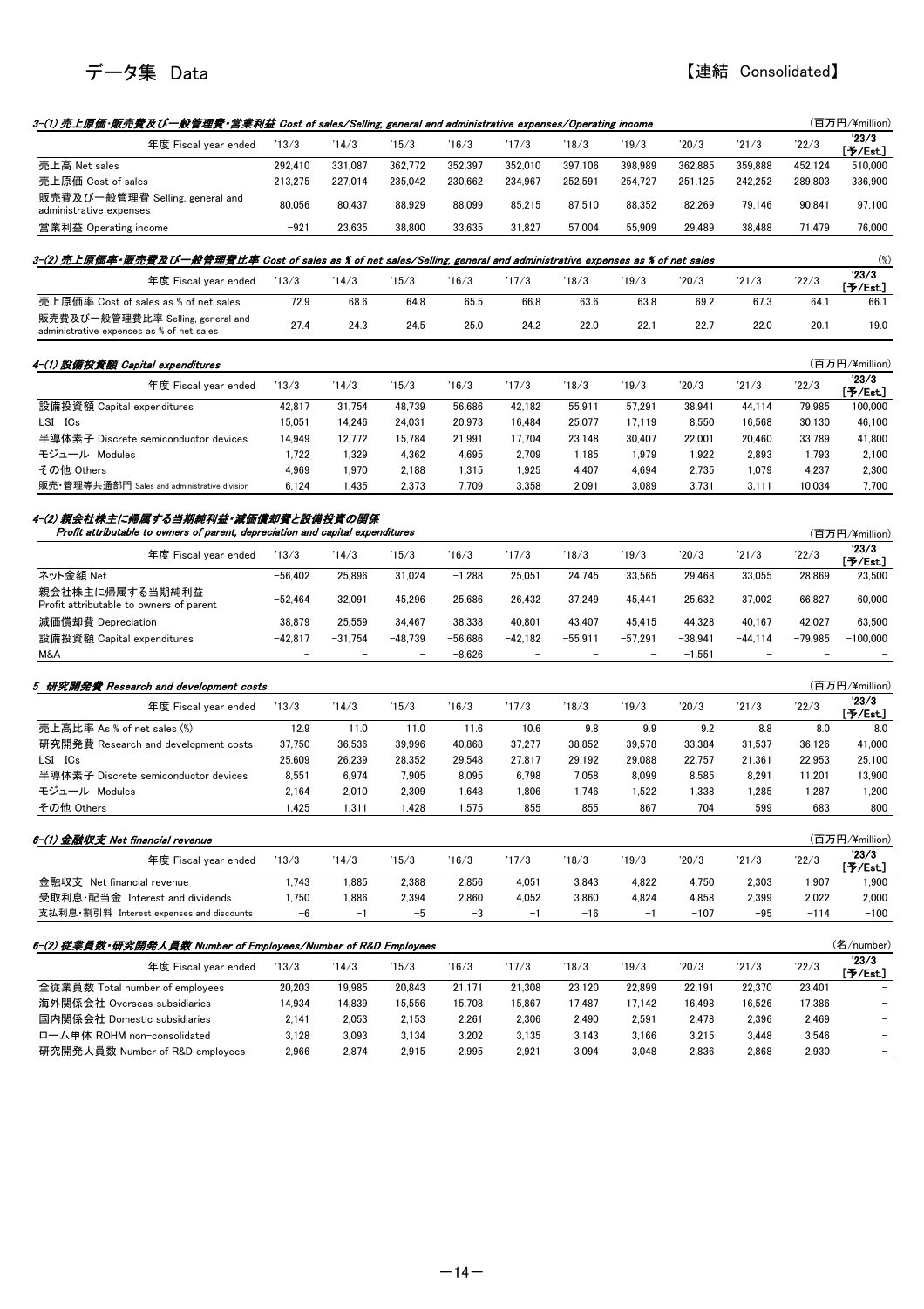# データ集 Data

【連結 Consolidated】

### 3-(1) 売上原価・販売費及び一般管理費・営業利益 *Cost of sales/Selling, general and administrative expenses/Operating income*

(百万円/¥million)

| 年度 Fiscal year ended | '13/3 | '14/3 | '15/3 | '16/3 | '17/3 | '18/3 | '19/3 | '20/3 | '21/3 | '22/3 | '23/3 [予/Est.] |
|---|---|---|---|---|---|---|---|---|---|---|---|
| 売上高 Net sales | 292,410 | 331,087 | 362,772 | 352,397 | 352,010 | 397,106 | 398,989 | 362,885 | 359,888 | 452,124 | 510,000 |
| 売上原価 Cost of sales | 213,275 | 227,014 | 235,042 | 230,662 | 234,967 | 252,591 | 254,727 | 251,125 | 242,252 | 289,803 | 336,900 |
| 販売費及び一般管理費 Selling, general and administrative expenses | 80,056 | 80,437 | 88,929 | 88,099 | 85,215 | 87,510 | 88,352 | 82,269 | 79,146 | 90,841 | 97,100 |
| 営業利益 Operating income | −921 | 23,635 | 38,800 | 33,635 | 31,827 | 57,004 | 55,909 | 29,489 | 38,488 | 71,479 | 76,000 |

### 3-(2) 売上原価率・販売費及び一般管理費比率 *Cost of sales as % of net sales/Selling, general and administrative expenses as % of net sales*

(%)

| 年度 Fiscal year ended | '13/3 | '14/3 | '15/3 | '16/3 | '17/3 | '18/3 | '19/3 | '20/3 | '21/3 | '22/3 | '23/3 [予/Est.] |
|---|---|---|---|---|---|---|---|---|---|---|---|
| 売上原価率 Cost of sales as % of net sales | 72.9 | 68.6 | 64.8 | 65.5 | 66.8 | 63.6 | 63.8 | 69.2 | 67.3 | 64.1 | 66.1 |
| 販売費及び一般管理費比率 Selling, general and administrative expenses as % of net sales | 27.4 | 24.3 | 24.5 | 25.0 | 24.2 | 22.0 | 22.1 | 22.7 | 22.0 | 20.1 | 19.0 |

### 4-(1) 設備投資額 *Capital expenditures*

(百万円/¥million)

| 年度 Fiscal year ended | '13/3 | '14/3 | '15/3 | '16/3 | '17/3 | '18/3 | '19/3 | '20/3 | '21/3 | '22/3 | '23/3 [予/Est.] |
|---|---|---|---|---|---|---|---|---|---|---|---|
| 設備投資額 Capital expenditures | 42,817 | 31,754 | 48,739 | 56,686 | 42,182 | 55,911 | 57,291 | 38,941 | 44,114 | 79,985 | 100,000 |
| LSI ICs | 15,051 | 14,246 | 20,973 | 16,484 | 25,077 | 17,119 | 8,550 | 16,568 | 30,130 | 46,100 | |
| 半導体素子 Discrete semiconductor devices | 14,949 | 12,772 | 15,784 | 21,991 | 17,704 | 23,148 | 30,407 | 22,001 | 20,460 | 33,789 | 41,800 |
| モジュール Modules | 1,722 | 1,329 | 4,362 | 4,695 | 2,709 | 1,185 | 1,979 | 1,922 | 2,893 | 1,793 | 2,100 |
| その他 Others | 4,969 | 1,970 | 2,188 | 1,315 | 1,925 | 4,407 | 4,694 | 2,735 | 1,079 | 4,237 | 2,300 |
| 販売・管理等共通部門 Sales and administrative division | 6,124 | 1,435 | 2,373 | 7,709 | 3,358 | 2,091 | 3,089 | 3,731 | 3,111 | 10,034 | 7,700 |

### 4-(2) 親会社株主に帰属する当期純利益・減価償却費と設備投資の関係 *Profit attributable to owners of parent, depreciation and capital expenditures*

(百万円/¥million)

| 年度 Fiscal year ended | '13/3 | '14/3 | '15/3 | '16/3 | '17/3 | '18/3 | '19/3 | '20/3 | '21/3 | '22/3 | '23/3 [予/Est.] |
|---|---|---|---|---|---|---|---|---|---|---|---|
| ネット金額 Net | −56,402 | 25,896 | 31,024 | −1,288 | 25,051 | 24,745 | 33,565 | 29,468 | 33,055 | 28,869 | 23,500 |
| 親会社株主に帰属する当期純利益 Profit attributable to owners of parent | −52,464 | 32,091 | 45,296 | 25,686 | 26,432 | 37,249 | 45,441 | 25,632 | 37,002 | 66,827 | 60,000 |
| 減価償却費 Depreciation | 38,879 | 25,559 | 34,467 | 38,338 | 40,801 | 43,407 | 45,415 | 44,328 | 40,167 | 42,027 | 63,500 |
| 設備投資額 Capital expenditures | −42,817 | −31,754 | −48,739 | −56,686 | −42,182 | −55,911 | −57,291 | −38,941 | −44,114 | −79,985 | −100,000 |
| M&A | − | − | − | −8,626 | − | − | − | −1,551 | − | − | − |

### 5 研究開発費 *Research and development costs*

(百万円/¥million)

| 年度 Fiscal year ended | '13/3 | '14/3 | '15/3 | '16/3 | '17/3 | '18/3 | '19/3 | '20/3 | '21/3 | '22/3 | '23/3 [予/Est.] |
|---|---|---|---|---|---|---|---|---|---|---|---|
| 売上高比率 As % of net sales (%) | 12.9 | 11.0 | 11.0 | 11.6 | 10.6 | 9.8 | 9.9 | 9.2 | 8.8 | 8.0 | 8.0 |
| 研究開発費 Research and development costs | 37,750 | 36,536 | 39,996 | 40,868 | 37,277 | 38,852 | 39,578 | 33,384 | 31,537 | 36,126 | 41,000 |
| LSI ICs | 25,609 | 26,239 | 28,352 | 29,548 | 27,817 | 29,192 | 29,088 | 22,757 | 21,361 | 22,953 | 25,100 |
| 半導体素子 Discrete semiconductor devices | 8,551 | 6,974 | 7,905 | 8,095 | 6,798 | 7,058 | 8,099 | 8,585 | 8,291 | 11,201 | 13,900 |
| モジュール Modules | 2,164 | 2,010 | 2,309 | 1,648 | 1,806 | 1,746 | 1,522 | 1,338 | 1,285 | 1,287 | 1,200 |
| その他 Others | 1,425 | 1,311 | 1,428 | 1,575 | 855 | 855 | 867 | 704 | 599 | 683 | 800 |

### 6-(1) 金融収支 *Net financial revenue*

(百万円/¥million)

| 年度 Fiscal year ended | '13/3 | '14/3 | '15/3 | '16/3 | '17/3 | '18/3 | '19/3 | '20/3 | '21/3 | '22/3 | '23/3 [予/Est.] |
|---|---|---|---|---|---|---|---|---|---|---|---|
| 金融収支 Net financial revenue | 1,743 | 1,885 | 2,388 | 2,856 | 4,051 | 3,843 | 4,822 | 4,750 | 2,303 | 1,907 | 1,900 |
| 受取利息・配当金 Interest and dividends | 1,750 | 1,886 | 2,394 | 2,860 | 4,052 | 3,860 | 4,824 | 4,858 | 2,399 | 2,022 | 2,000 |
| 支払利息・割引料 Interest expenses and discounts | −6 | −1 | −5 | −3 | −1 | −16 | −1 | −107 | −95 | −114 | −100 |

### 6-(2) 従業員数・研究開発人員数 *Number of Employees/Number of R&D Employees*

(名/number)

| 年度 Fiscal year ended | '13/3 | '14/3 | '15/3 | '16/3 | '17/3 | '18/3 | '19/3 | '20/3 | '21/3 | '22/3 | '23/3 [予/Est.] |
|---|---|---|---|---|---|---|---|---|---|---|---|
| 全従業員数 Total number of employees | 20,203 | 19,985 | 20,843 | 21,171 | 21,308 | 23,120 | 22,899 | 22,191 | 22,370 | 23,401 | − |
| 海外関係会社 Overseas subsidiaries | 14,934 | 14,839 | 15,556 | 15,708 | 15,867 | 17,487 | 17,142 | 16,498 | 16,526 | 17,386 | − |
| 国内関係会社 Domestic subsidiaries | 2,141 | 2,053 | 2,153 | 2,261 | 2,306 | 2,490 | 2,591 | 2,478 | 2,396 | 2,469 | − |
| ローム単体 ROHM non-consolidated | 3,128 | 3,093 | 3,134 | 3,202 | 3,135 | 3,143 | 3,166 | 3,215 | 3,448 | 3,546 | − |
| 研究開発人員数 Number of R&D employees | 2,966 | 2,874 | 2,915 | 2,995 | 2,921 | 3,094 | 3,048 | 2,836 | 2,868 | 2,930 | − |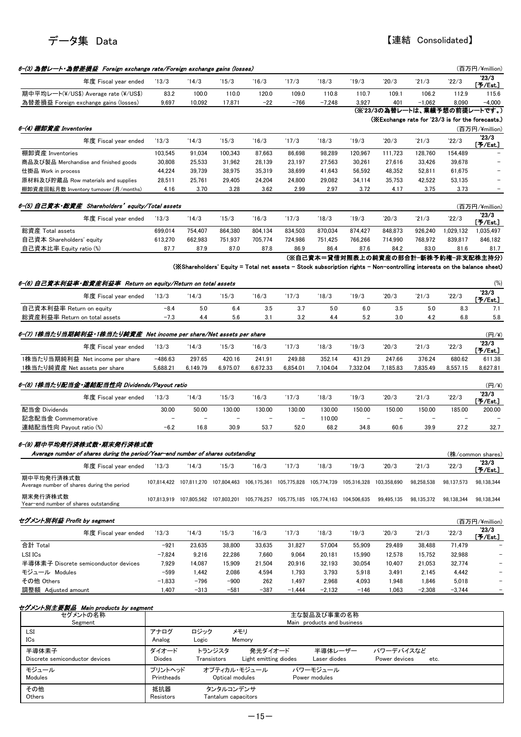# データ集 Data

【連結 Consolidated】

### 6-(3) 為替レート・為替差損益 Foreign exchange rate/Foreign exchange gains (losses)

(百万円/¥million)

| 年度 Fiscal year ended | '13/3 | '14/3 | '15/3 | '16/3 | '17/3 | '18/3 | '19/3 | '20/3 | '21/3 | '22/3 | '23/3 [予/Est.] |
|---|---|---|---|---|---|---|---|---|---|---|---|
| 期中平均レート(¥/US$) Average rate (¥/US$) | 83.2 | 100.0 | 110.0 | 120.0 | 109.0 | 110.8 | 110.7 | 109.1 | 106.2 | 112.9 | 115.6 |
| 為替差損益 Foreign exchange gains (losses) | 9,697 | 10,092 | 17,871 | −22 | −766 | −7,248 | 3,927 | 401 | −1,062 | 8,090 | −4,000 |

(※'23/3の為替レートは、業績予想の前提レートです。)

(※Exchange rate for '23/3 is for the forecasts.)

### 6-(4) 棚卸資産 Inventories

(百万円/¥million)

| 年度 Fiscal year ended | '13/3 | '14/3 | '15/3 | '16/3 | '17/3 | '18/3 | '19/3 | '20/3 | '21/3 | '22/3 | '23/3 [予/Est.] |
|---|---|---|---|---|---|---|---|---|---|---|---|
| 棚卸資産 Inventories | 103,545 | 91,034 | 100,343 | 87,663 | 86,698 | 98,289 | 120,967 | 111,723 | 128,760 | 154,489 | − |
| 商品及び製品 Merchandise and finished goods | 30,808 | 25,533 | 31,962 | 28,139 | 23,197 | 27,563 | 30,261 | 27,616 | 33,426 | 39,678 | − |
| 仕掛品 Work in process | 44,224 | 39,739 | 38,975 | 35,319 | 38,699 | 41,643 | 56,592 | 48,352 | 52,811 | 61,675 | − |
| 原材料及び貯蔵品 Raw materials and supplies | 28,511 | 25,761 | 29,405 | 24,204 | 24,800 | 29,082 | 34,114 | 35,753 | 42,522 | 53,135 | − |
| 棚卸資産回転月数 Inventory turnover (月/months) | 4.16 | 3.70 | 3.28 | 3.62 | 2.99 | 2.97 | 3.72 | 4.17 | 3.75 | 3.73 | − |

### 6-(5) 自己資本・総資産 Shareholders' equity/Total assets

(百万円/¥million)

| 年度 Fiscal year ended | '13/3 | '14/3 | '15/3 | '16/3 | '17/3 | '18/3 | '19/3 | '20/3 | '21/3 | '22/3 | '23/3 [予/Est.] |
|---|---|---|---|---|---|---|---|---|---|---|---|
| 総資産 Total assets | 699,014 | 754,407 | 864,380 | 804,134 | 834,503 | 870,034 | 874,427 | 848,873 | 926,240 | 1,029,132 | 1,035,497 |
| 自己資本 Shareholders' equity | 613,270 | 662,983 | 751,937 | 705,774 | 724,986 | 751,425 | 766,266 | 714,990 | 768,972 | 839,817 | 846,182 |
| 自己資本比率 Equity ratio (%) | 87.7 | 87.9 | 87.0 | 87.8 | 86.9 | 86.4 | 87.6 | 84.2 | 83.0 | 81.6 | 81.7 |

(※自己資本＝貸借対照表上の純資産の部合計−新株予約権−非支配株主持分)

(※Shareholders' Equity = Total net assets − Stock subscription rights − Non-controlling interests on the balance sheet)

### 6-(6) 自己資本利益率・総資産利益率 Return on equity/Return on total assets

(%)

| 年度 Fiscal year ended | '13/3 | '14/3 | '15/3 | '16/3 | '17/3 | '18/3 | '19/3 | '20/3 | '21/3 | '22/3 | '23/3 [予/Est.] |
|---|---|---|---|---|---|---|---|---|---|---|---|
| 自己資本利益率 Return on equity | −8.4 | 5.0 | 6.4 | 3.5 | 3.7 | 5.0 | 6.0 | 3.5 | 5.0 | 8.3 | 7.1 |
| 総資産利益率 Return on total assets | −7.3 | 4.4 | 5.6 | 3.1 | 3.2 | 4.4 | 5.2 | 3.0 | 4.2 | 6.8 | 5.8 |

### 6-(7) 1株当たり当期純利益・1株当たり純資産 Net income per share/Net assets per share

(円/¥)

| 年度 Fiscal year ended | '13/3 | '14/3 | '15/3 | '16/3 | '17/3 | '18/3 | '19/3 | '20/3 | '21/3 | '22/3 | '23/3 [予/Est.] |
|---|---|---|---|---|---|---|---|---|---|---|---|
| 1株当たり当期純利益 Net income per share | −486.63 | 297.65 | 420.16 | 241.91 | 249.88 | 352.14 | 431.29 | 247.66 | 376.24 | 680.62 | 611.38 |
| 1株当たり純資産 Net assets per share | 5,688.21 | 6,149.79 | 6,975.07 | 6,672.33 | 6,854.01 | 7,104.04 | 7,332.04 | 7,185.83 | 7,835.49 | 8,557.15 | 8,627.81 |

### 6-(8) 1株当たり配当金・連結配当性向 Dividends/Payout ratio

(円/¥)

| 年度 Fiscal year ended | '13/3 | '14/3 | '15/3 | '16/3 | '17/3 | '18/3 | '19/3 | '20/3 | '21/3 | '22/3 | '23/3 [予/Est.] |
|---|---|---|---|---|---|---|---|---|---|---|---|
| 配当金 Dividends | 30.00 | 50.00 | 130.00 | 130.00 | 130.00 | 130.00 | 150.00 | 150.00 | 150.00 | 185.00 | 200.00 |
| 記念配当金 Commemorative | − | − | − | − | − | 110.00 | − | − | − | − | − |
| 連結配当性向 Payout ratio (%) | −6.2 | 16.8 | 30.9 | 53.7 | 52.0 | 68.2 | 34.8 | 60.6 | 39.9 | 27.2 | 32.7 |

### 6-(9) 期中平均発行済株式数・期末発行済株式数

Average number of shares during the period/Year-end number of shares outstanding

(株/common shares)

| 年度 Fiscal year ended | '13/3 | '14/3 | '15/3 | '16/3 | '17/3 | '18/3 | '19/3 | '20/3 | '21/3 | '22/3 | '23/3 [予/Est.] |
|---|---|---|---|---|---|---|---|---|---|---|---|
| 期中平均発行済株式数 Average number of shares during the period | 107,814,422 | 107,811,270 | 107,804,463 | 106,175,361 | 105,775,828 | 105,774,739 | 105,316,328 | 103,358,690 | 98,258,538 | 98,137,573 | 98,138,344 |
| 期末発行済株式数 Year-end number of shares outstanding | 107,813,919 | 107,805,562 | 107,803,201 | 105,776,257 | 105,775,185 | 105,774,163 | 104,506,635 | 99,495,135 | 98,135,372 | 98,138,344 | 98,138,344 |

### セグメント別利益 Profit by segment

(百万円/¥million)

| 年度 Fiscal year ended | '13/3 | '14/3 | '15/3 | '16/3 | '17/3 | '18/3 | '19/3 | '20/3 | '21/3 | '22/3 | '23/3 [予/Est.] |
|---|---|---|---|---|---|---|---|---|---|---|---|
| 合計 Total | −921 | 23,635 | 38,800 | 33,635 | 31,827 | 57,004 | 55,909 | 29,489 | 38,488 | 71,479 | − |
| LSI ICs | −7,824 | 9,216 | 22,286 | 7,660 | 9,064 | 20,181 | 15,990 | 12,578 | 15,752 | 32,988 | − |
| 半導体素子 Discrete semiconductor devices | 7,929 | 14,087 | 15,909 | 21,504 | 20,916 | 32,193 | 30,054 | 10,407 | 21,053 | 32,774 | − |
| モジュール Modules | −599 | 1,442 | 2,086 | 4,594 | 1,793 | 3,793 | 5,918 | 3,491 | 2,145 | 4,442 | − |
| その他 Others | −1,833 | −796 | −900 | 262 | 1,497 | 2,968 | 4,093 | 1,948 | 1,846 | 5,018 | − |
| 調整額 Adjusted amount | 1,407 | −313 | −581 | −387 | −1,444 | −2,132 | −146 | 1,063 | −2,308 | −3,744 | − |

### セグメント別主要製品 Main products by segment

| セグメントの名称 Segment | 主な製品及び事業の名称 Main products and business |
|---|---|
| LSI ICs | アナログ Analog　ロジック Logic　メモリ Memory |
| 半導体素子 Discrete semiconductor devices | ダイオード Diodes　トランジスタ Transistors　発光ダイオード Light emitting diodes　半導体レーザー Laser diodes　パワーデバイスなど Power devices etc. |
| モジュール Modules | プリントヘッド Printheads　オプティカル・モジュール Optical modules　パワーモジュール Power modules |
| その他 Others | 抵抗器 Resistors　タンタルコンデンサ Tantalum capacitors |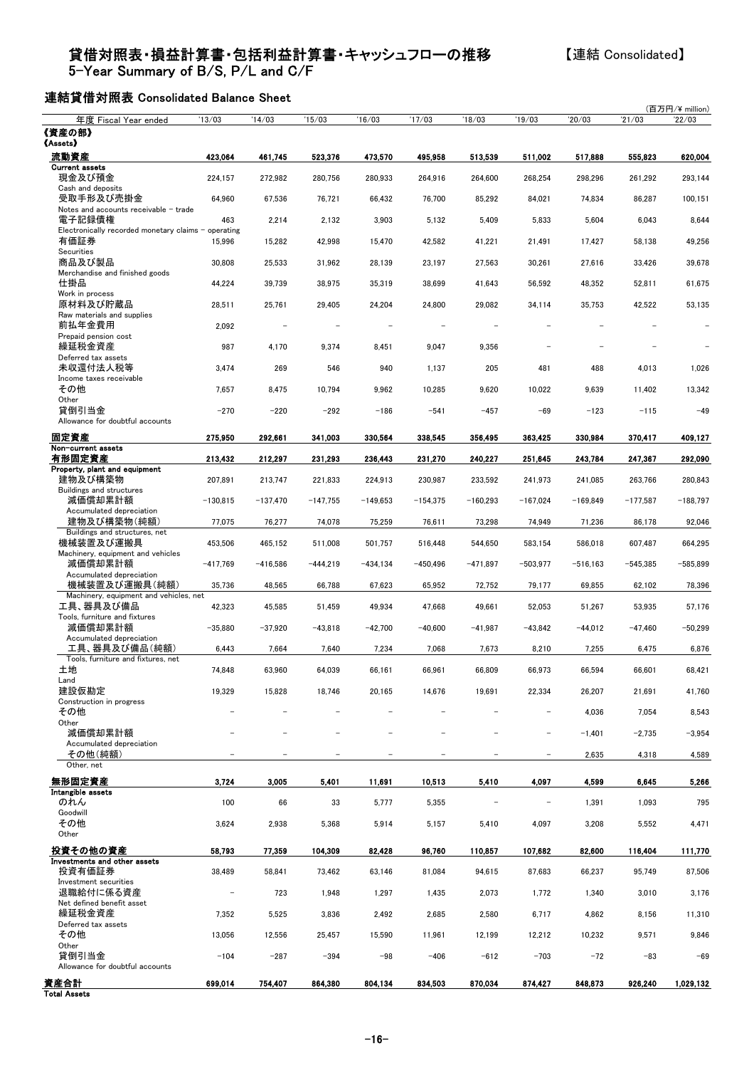# 貸借対照表・損益計算書・包括利益計算書・キャッシュフローの推移

【連結 Consolidated】

5-Year Summary of B/S, P/L and C/F

## 連結貸借対照表 Consolidated Balance Sheet

(百万円/¥ million)

| 年度 Fiscal Year ended | '13/03 | '14/03 | '15/03 | '16/03 | '17/03 | '18/03 | '19/03 | '20/03 | '21/03 | '22/03 |
|---|---|---|---|---|---|---|---|---|---|---|
| **《資産の部》《Assets》** | | | | | | | | | | |
| **流動資産 Current assets** | **423,064** | **461,745** | **523,376** | **473,570** | **495,958** | **513,539** | **511,002** | **517,888** | **555,823** | **620,004** |
| 現金及び預金 Cash and deposits | 224,157 | 272,982 | 280,756 | 280,933 | 264,916 | 264,600 | 268,254 | 298,296 | 261,292 | 293,144 |
| 受取手形及び売掛金 Notes and accounts receivable - trade | 64,960 | 67,536 | 76,721 | 66,432 | 76,700 | 85,292 | 84,021 | 74,834 | 86,287 | 100,151 |
| 電子記録債権 Electronically recorded monetary claims - operating | 463 | 2,214 | 2,132 | 3,903 | 5,132 | 5,409 | 5,833 | 5,604 | 6,043 | 8,644 |
| 有価証券 Securities | 15,996 | 15,282 | 42,998 | 15,470 | 42,582 | 41,221 | 21,491 | 17,427 | 58,138 | 49,256 |
| 商品及び製品 Merchandise and finished goods | 30,808 | 25,533 | 31,962 | 28,139 | 23,197 | 27,563 | 30,261 | 27,616 | 33,426 | 39,678 |
| 仕掛品 Work in process | 44,224 | 39,739 | 38,975 | 35,319 | 38,699 | 41,643 | 56,592 | 48,352 | 52,811 | 61,675 |
| 原材料及び貯蔵品 Raw materials and supplies | 28,511 | 25,761 | 29,405 | 24,204 | 24,800 | 29,082 | 34,114 | 35,753 | 42,522 | 53,135 |
| 前払年金費用 Prepaid pension cost | 2,092 | – | – | – | – | – | – | – | – | – |
| 繰延税金資産 Deferred tax assets | 987 | 4,170 | 9,374 | 8,451 | 9,047 | 9,356 | – | – | – | – |
| 未収還付法人税等 Income taxes receivable | 3,474 | 269 | 546 | 940 | 1,137 | 205 | 481 | 488 | 4,013 | 1,026 |
| その他 Other | 7,657 | 8,475 | 10,794 | 9,962 | 10,285 | 9,620 | 10,022 | 9,639 | 11,402 | 13,342 |
| 貸倒引当金 Allowance for doubtful accounts | −270 | −220 | −292 | −186 | −541 | −457 | −69 | −123 | −115 | −49 |
| **固定資産 Non-current assets** | **275,950** | **292,661** | **341,003** | **330,564** | **338,545** | **356,495** | **363,425** | **330,984** | **370,417** | **409,127** |
| **有形固定資産 Property, plant and equipment** | **213,432** | **212,297** | **231,293** | **236,443** | **231,270** | **240,227** | **251,645** | **243,784** | **247,367** | **292,090** |
| 建物及び構築物 Buildings and structures | 207,891 | 213,747 | 221,833 | 224,913 | 230,987 | 233,592 | 241,973 | 241,085 | 263,766 | 280,843 |
| 減価償却累計額 Accumulated depreciation | −130,815 | −137,470 | −147,755 | −149,653 | −154,375 | −160,293 | −167,024 | −169,849 | −177,587 | −188,797 |
| 建物及び構築物(純額) Buildings and structures, net | 77,075 | 76,277 | 74,078 | 75,259 | 76,611 | 73,298 | 74,949 | 71,236 | 86,178 | 92,046 |
| 機械装置及び運搬具 Machinery, equipment and vehicles | 453,506 | 465,152 | 511,008 | 501,757 | 516,448 | 544,650 | 583,154 | 586,018 | 607,487 | 664,295 |
| 減価償却累計額 Accumulated depreciation | −417,769 | −416,586 | −444,219 | −434,134 | −450,496 | −471,897 | −503,977 | −516,163 | −545,385 | −585,899 |
| 機械装置及び運搬具(純額) Machinery, equipment and vehicles, net | 35,736 | 48,565 | 66,788 | 67,623 | 65,952 | 72,752 | 79,177 | 69,855 | 62,102 | 78,396 |
| 工具、器具及び備品 Tools, furniture and fixtures | 42,323 | 45,585 | 51,459 | 49,934 | 47,668 | 49,661 | 52,053 | 51,267 | 53,935 | 57,176 |
| 減価償却累計額 Accumulated depreciation | −35,880 | −37,920 | −43,818 | −42,700 | −40,600 | −41,987 | −43,842 | −44,012 | −47,460 | −50,299 |
| 工具、器具及び備品(純額) Tools, furniture and fixtures, net | 6,443 | 7,664 | 7,640 | 7,234 | 7,068 | 7,673 | 8,210 | 7,255 | 6,475 | 6,876 |
| 土地 Land | 74,848 | 63,960 | 64,039 | 66,161 | 66,961 | 66,809 | 66,973 | 66,594 | 66,601 | 68,421 |
| 建設仮勘定 Construction in progress | 19,329 | 15,828 | 18,746 | 20,165 | 14,676 | 19,691 | 22,334 | 26,207 | 21,691 | 41,760 |
| その他 Other | – | – | – | – | – | – | – | 4,036 | 7,054 | 8,543 |
| 減価償却累計額 Accumulated depreciation | – | – | – | – | – | – | – | −1,401 | −2,735 | −3,954 |
| その他(純額) Other, net | – | – | – | – | – | – | – | 2,635 | 4,318 | 4,589 |
| **無形固定資産 Intangible assets** | **3,724** | **3,005** | **5,401** | **11,691** | **10,513** | **5,410** | **4,097** | **4,599** | **6,645** | **5,266** |
| のれん Goodwill | 100 | 66 | 33 | 5,777 | 5,355 | – | – | 1,391 | 1,093 | 795 |
| その他 Other | 3,624 | 2,938 | 5,368 | 5,914 | 5,157 | 5,410 | 4,097 | 3,208 | 5,552 | 4,471 |
| **投資その他の資産 Investments and other assets** | **58,793** | **77,359** | **104,309** | **82,428** | **96,760** | **110,857** | **107,682** | **82,600** | **116,404** | **111,770** |
| 投資有価証券 Investment securities | 38,489 | 58,841 | 73,462 | 63,146 | 81,084 | 94,615 | 87,683 | 66,237 | 95,749 | 87,506 |
| 退職給付に係る資産 Net defined benefit asset | – | 723 | 1,948 | 1,297 | 1,435 | 2,073 | 1,772 | 1,340 | 3,010 | 3,176 |
| 繰延税金資産 Deferred tax assets | 7,352 | 5,525 | 3,836 | 2,492 | 2,685 | 2,580 | 6,717 | 4,862 | 8,156 | 11,310 |
| その他 Other | 13,056 | 12,556 | 25,457 | 15,590 | 11,961 | 12,199 | 12,212 | 10,232 | 9,571 | 9,846 |
| 貸倒引当金 Allowance for doubtful accounts | −104 | −287 | −394 | −98 | −406 | −612 | −703 | −72 | −83 | −69 |
| **資産合計 Total Assets** | **699,014** | **754,407** | **864,380** | **804,134** | **834,503** | **870,034** | **874,427** | **848,873** | **926,240** | **1,029,132** |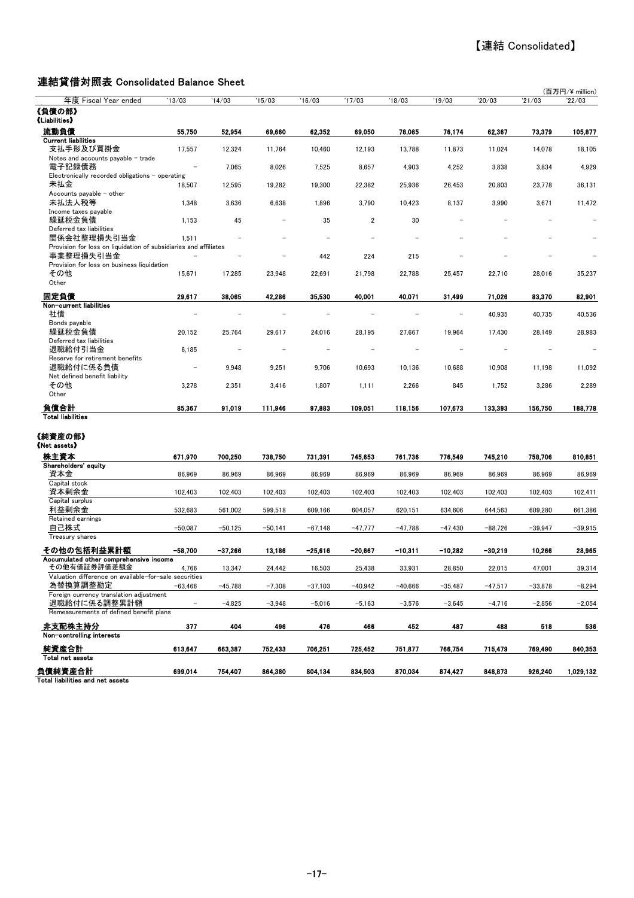【連結 Consolidated】

## 連結貸借対照表 Consolidated Balance Sheet

(百万円/¥ million)

| 年度 Fiscal Year ended | '13/03 | '14/03 | '15/03 | '16/03 | '17/03 | '18/03 | '19/03 | '20/03 | '21/03 | '22/03 |
|---|---|---|---|---|---|---|---|---|---|---|
| **《負債の部》 《Liabilities》** | | | | | | | | | | |
| **流動負債 Current liabilities** | **55,750** | **52,954** | **69,660** | **62,352** | **69,050** | **78,085** | **76,174** | **62,367** | **73,379** | **105,877** |
| 支払手形及び買掛金 Notes and accounts payable - trade | 17,557 | 12,324 | 11,764 | 10,460 | 12,193 | 13,788 | 11,873 | 11,024 | 14,078 | 18,105 |
| 電子記録債務 Electronically recorded obligations - operating | – | 7,065 | 8,026 | 7,525 | 8,657 | 4,903 | 4,252 | 3,838 | 3,834 | 4,929 |
| 未払金 Accounts payable - other | 18,507 | 12,595 | 19,282 | 19,300 | 22,382 | 25,936 | 26,453 | 20,803 | 23,778 | 36,131 |
| 未払法人税等 Income taxes payable | 1,348 | 3,636 | 6,638 | 1,896 | 3,790 | 10,423 | 8,137 | 3,990 | 3,671 | 11,472 |
| 繰延税金負債 Deferred tax liabilities | 1,153 | 45 | – | 35 | 2 | 30 | – | – | – | – |
| 関係会社整理損失引当金 Provision for loss on liquidation of subsidiaries and affiliates | 1,511 | – | – | – | – | – | – | – | – | – |
| 事業整理損失引当金 Provision for loss on business liquidation | – | – | – | 442 | 224 | 215 | – | – | – | – |
| その他 Other | 15,671 | 17,285 | 23,948 | 22,691 | 21,798 | 22,788 | 25,457 | 22,710 | 28,016 | 35,237 |
| **固定負債 Non-current liabilities** | **29,617** | **38,065** | **42,286** | **35,530** | **40,001** | **40,071** | **31,499** | **71,026** | **83,370** | **82,901** |
| 社債 Bonds payable | – | – | – | – | – | – | – | 40,935 | 40,735 | 40,536 |
| 繰延税金負債 Deferred tax liabilities | 20,152 | 25,764 | 29,617 | 24,016 | 28,195 | 27,667 | 19,964 | 17,430 | 28,149 | 28,983 |
| 退職給付引当金 Reserve for retirement benefits | 6,185 | – | – | – | – | – | – | – | – | – |
| 退職給付に係る負債 Net defined benefit liability | – | 9,948 | 9,251 | 9,706 | 10,693 | 10,136 | 10,688 | 10,908 | 11,198 | 11,092 |
| その他 Other | 3,278 | 2,351 | 3,416 | 1,807 | 1,111 | 2,266 | 845 | 1,752 | 3,286 | 2,289 |
| **負債合計 Total liabilities** | **85,367** | **91,019** | **111,946** | **97,883** | **109,051** | **118,156** | **107,673** | **133,393** | **156,750** | **188,778** |
| **《純資産の部》 《Net assets》** | | | | | | | | | | |
| **株主資本 Shareholders' equity** | **671,970** | **700,250** | **738,750** | **731,391** | **745,653** | **761,736** | **776,549** | **745,210** | **758,706** | **810,851** |
| 資本金 Capital stock | 86,969 | 86,969 | 86,969 | 86,969 | 86,969 | 86,969 | 86,969 | 86,969 | 86,969 | 86,969 |
| 資本剰余金 Capital surplus | 102,403 | 102,403 | 102,403 | 102,403 | 102,403 | 102,403 | 102,403 | 102,403 | 102,403 | 102,411 |
| 利益剰余金 Retained earnings | 532,683 | 561,002 | 599,518 | 609,166 | 604,057 | 620,151 | 634,606 | 644,563 | 609,280 | 661,386 |
| 自己株式 Treasury shares | −50,087 | −50,125 | −50,141 | −67,148 | −47,777 | −47,788 | −47,430 | −88,726 | −39,947 | −39,915 |
| **その他の包括利益累計額 Accumulated other comprehensive income** | **−58,700** | **−37,266** | **13,186** | **−25,616** | **−20,667** | **−10,311** | **−10,282** | **−30,219** | **10,266** | **28,965** |
| その他有価証券評価差額金 Valuation difference on available-for-sale securities | 4,766 | 13,347 | 24,442 | 16,503 | 25,438 | 33,931 | 28,850 | 22,015 | 47,001 | 39,314 |
| 為替換算調整勘定 Foreign currency translation adjustment | −63,466 | −45,788 | −7,308 | −37,103 | −40,942 | −40,666 | −35,487 | −47,517 | −33,878 | −8,294 |
| 退職給付に係る調整累計額 Remeasurements of defined benefit plans | – | −4,825 | −3,948 | −5,016 | −5,163 | −3,576 | −3,645 | −4,716 | −2,856 | −2,054 |
| **非支配株主持分 Non-controlling interests** | **377** | **404** | **496** | **476** | **466** | **452** | **487** | **488** | **518** | **536** |
| **純資産合計 Total net assets** | **613,647** | **663,387** | **752,433** | **706,251** | **725,452** | **751,877** | **766,754** | **715,479** | **769,490** | **840,353** |
| **負債純資産合計 Total liabilities and net assets** | **699,014** | **754,407** | **864,380** | **804,134** | **834,503** | **870,034** | **874,427** | **848,873** | **926,240** | **1,029,132** |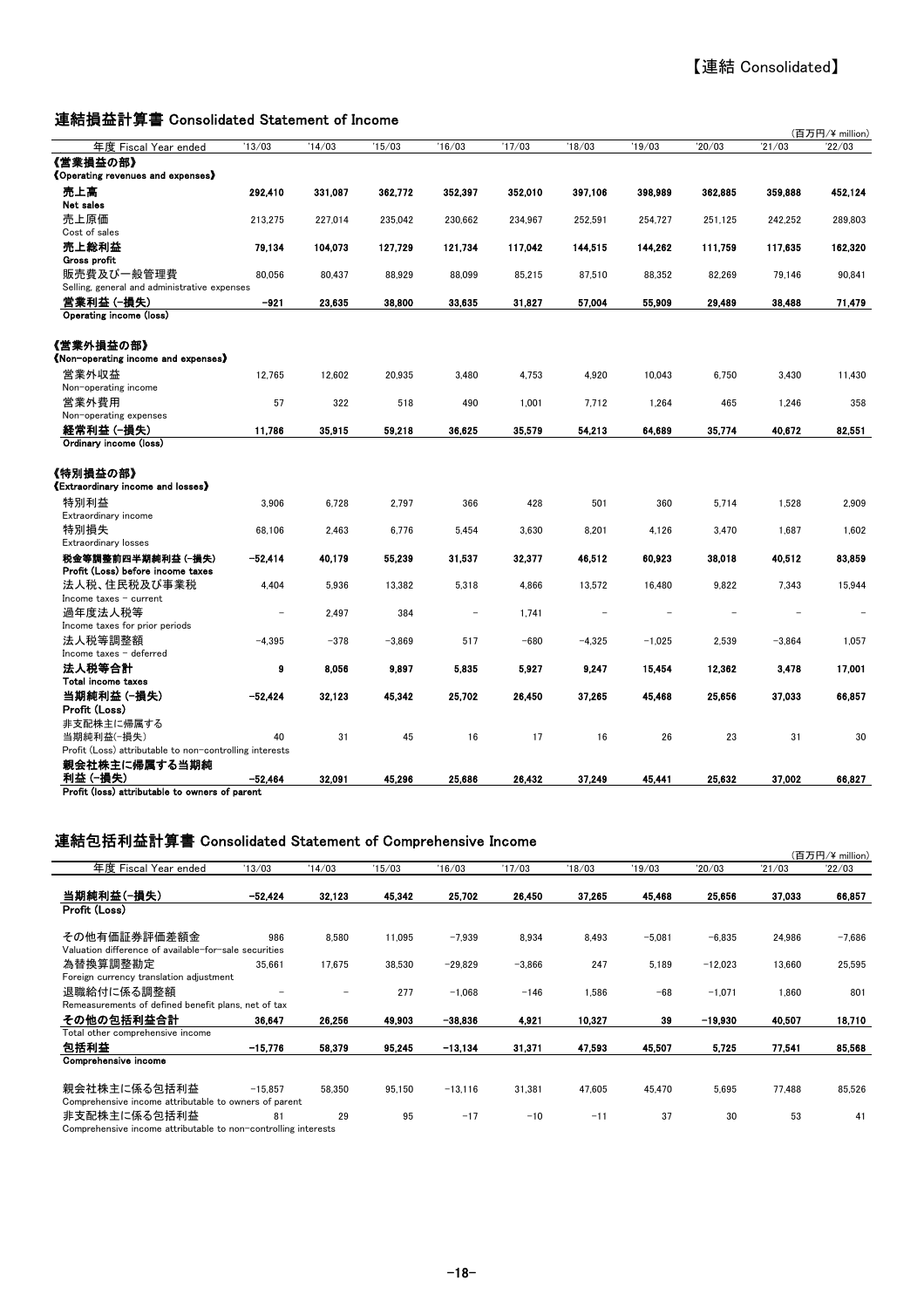【連結 Consolidated】

## 連結損益計算書 Consolidated Statement of Income

(百万円/¥ million)

| 年度 Fiscal Year ended | '13/03 | '14/03 | '15/03 | '16/03 | '17/03 | '18/03 | '19/03 | '20/03 | '21/03 | '22/03 |
|---|---|---|---|---|---|---|---|---|---|---|
| **《営業損益の部》 《Operating revenues and expenses》** | | | | | | | | | | |
| **売上高 Net sales** | **292,410** | **331,087** | **362,772** | **352,397** | **352,010** | **397,106** | **398,989** | **362,885** | **359,888** | **452,124** |
| 売上原価 Cost of sales | 213,275 | 227,014 | 235,042 | 230,662 | 234,967 | 252,591 | 254,727 | 251,125 | 242,252 | 289,803 |
| **売上総利益 Gross profit** | **79,134** | **104,073** | **127,729** | **121,734** | **117,042** | **144,515** | **144,262** | **111,759** | **117,635** | **162,320** |
| 販売費及び一般管理費 Selling, general and administrative expenses | 80,056 | 80,437 | 88,929 | 88,099 | 85,215 | 87,510 | 88,352 | 82,269 | 79,146 | 90,841 |
| **営業利益 (-損失) Operating income (loss)** | **-921** | **23,635** | **38,800** | **33,635** | **31,827** | **57,004** | **55,909** | **29,489** | **38,488** | **71,479** |
| **《営業外損益の部》 《Non-operating income and expenses》** | | | | | | | | | | |
| 営業外収益 Non-operating income | 12,765 | 12,602 | 20,935 | 3,480 | 4,753 | 4,920 | 10,043 | 6,750 | 3,430 | 11,430 |
| 営業外費用 Non-operating expenses | 57 | 322 | 518 | 490 | 1,001 | 7,712 | 1,264 | 465 | 1,246 | 358 |
| **経常利益 (-損失) Ordinary income (loss)** | **11,786** | **35,915** | **59,218** | **36,625** | **35,579** | **54,213** | **64,689** | **35,774** | **40,672** | **82,551** |
| **《特別損益の部》 《Extraordinary income and losses》** | | | | | | | | | | |
| 特別利益 Extraordinary income | 3,906 | 6,728 | 2,797 | 366 | 428 | 501 | 360 | 5,714 | 1,528 | 2,909 |
| 特別損失 Extraordinary losses | 68,106 | 2,463 | 6,776 | 5,454 | 3,630 | 8,201 | 4,126 | 3,470 | 1,687 | 1,602 |
| **税金等調整前四半期純利益 (-損失) Profit (Loss) before income taxes** | **-52,414** | **40,179** | **55,239** | **31,537** | **32,377** | **46,512** | **60,923** | **38,018** | **40,512** | **83,859** |
| 法人税、住民税及び事業税 Income taxes - current | 4,404 | 5,936 | 13,382 | 5,318 | 4,866 | 13,572 | 16,480 | 9,822 | 7,343 | 15,944 |
| 過年度法人税等 Income taxes for prior periods | – | 2,497 | 384 | – | 1,741 | – | – | – | – | – |
| 法人税等調整額 Income taxes - deferred | -4,395 | -378 | -3,869 | 517 | -680 | -4,325 | -1,025 | 2,539 | -3,864 | 1,057 |
| **法人税等合計 Total income taxes** | **9** | **8,056** | **9,897** | **5,835** | **5,927** | **9,247** | **15,454** | **12,362** | **3,478** | **17,001** |
| **当期純利益 (-損失) Profit (Loss)** | **-52,424** | **32,123** | **45,342** | **25,702** | **26,450** | **37,265** | **45,468** | **25,656** | **37,033** | **66,857** |
| 非支配株主に帰属する当期純利益(-損失) Profit (Loss) attributable to non-controlling interests | 40 | 31 | 45 | 16 | 17 | 16 | 26 | 23 | 31 | 30 |
| **親会社株主に帰属する当期純利益 (-損失) Profit (loss) attributable to owners of parent** | **-52,464** | **32,091** | **45,296** | **25,686** | **26,432** | **37,249** | **45,441** | **25,632** | **37,002** | **66,827** |

## 連結包括利益計算書 Consolidated Statement of Comprehensive Income

(百万円/¥ million)

| 年度 Fiscal Year ended | '13/03 | '14/03 | '15/03 | '16/03 | '17/03 | '18/03 | '19/03 | '20/03 | '21/03 | '22/03 |
|---|---|---|---|---|---|---|---|---|---|---|
| **当期純利益(-損失) Profit (Loss)** | **-52,424** | **32,123** | **45,342** | **25,702** | **26,450** | **37,265** | **45,468** | **25,656** | **37,033** | **66,857** |
| その他有価証券評価差額金 Valuation difference of available-for-sale securities | 986 | 8,580 | 11,095 | -7,939 | 8,934 | 8,493 | -5,081 | -6,835 | 24,986 | -7,686 |
| 為替換算調整勘定 Foreign currency translation adjustment | 35,661 | 17,675 | 38,530 | -29,829 | -3,866 | 247 | 5,189 | -12,023 | 13,660 | 25,595 |
| 退職給付に係る調整額 Remeasurements of defined benefit plans, net of tax | – | – | 277 | -1,068 | -146 | 1,586 | -68 | -1,071 | 1,860 | 801 |
| **その他の包括利益合計 Total other comprehensive income** | **36,647** | **26,256** | **49,903** | **-38,836** | **4,921** | **10,327** | **39** | **-19,930** | **40,507** | **18,710** |
| **包括利益 Comprehensive income** | **-15,776** | **58,379** | **95,245** | **-13,134** | **31,371** | **47,593** | **45,507** | **5,725** | **77,541** | **85,568** |
| 親会社株主に係る包括利益 Comprehensive income attributable to owners of parent | -15,857 | 58,350 | 95,150 | -13,116 | 31,381 | 47,605 | 45,470 | 5,695 | 77,488 | 85,526 |
| 非支配株主に係る包括利益 Comprehensive income attributable to non-controlling interests | 81 | 29 | 95 | -17 | -10 | -11 | 37 | 30 | 53 | 41 |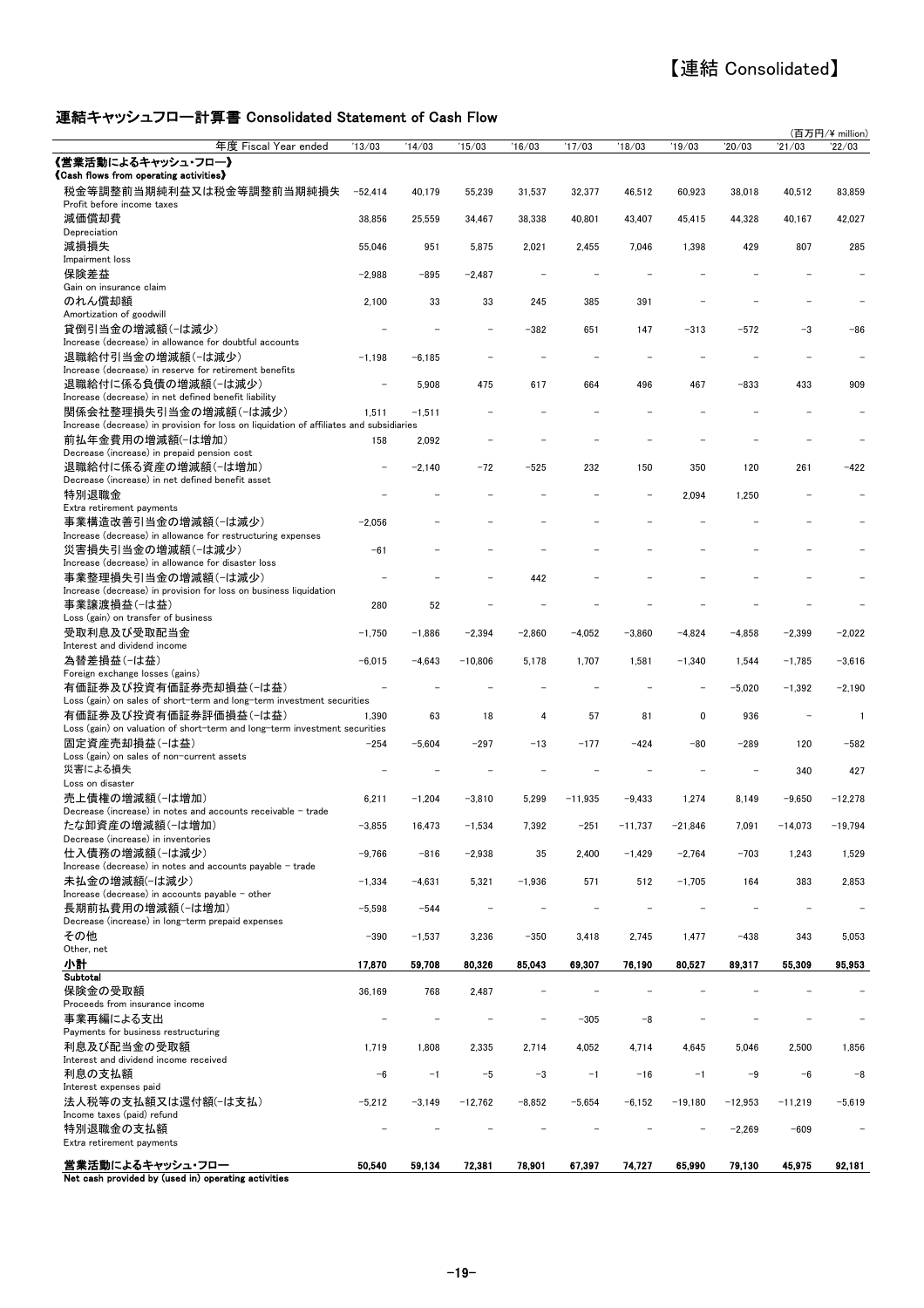【連結 Consolidated】

## 連結キャッシュフロー計算書 Consolidated Statement of Cash Flow

(百万円/¥ million)

| 年度 Fiscal Year ended | '13/03 | '14/03 | '15/03 | '16/03 | '17/03 | '18/03 | '19/03 | '20/03 | '21/03 | '22/03 |
|---|---|---|---|---|---|---|---|---|---|---|
| **《営業活動によるキャッシュ・フロー》**<br>**《Cash flows from operating activities》** | | | | | | | | | | |
| 税金等調整前当期純利益又は税金等調整前当期純損失<br>Profit before income taxes | −52,414 | 40,179 | 55,239 | 31,537 | 32,377 | 46,512 | 60,923 | 38,018 | 40,512 | 83,859 |
| 減価償却費<br>Depreciation | 38,856 | 25,559 | 34,467 | 38,338 | 40,801 | 43,407 | 45,415 | 44,328 | 40,167 | 42,027 |
| 減損損失<br>Impairment loss | 55,046 | 951 | 5,875 | 2,021 | 2,455 | 7,046 | 1,398 | 429 | 807 | 285 |
| 保険差益<br>Gain on insurance claim | −2,988 | −895 | −2,487 | − | − | − | − | − | − | − |
| のれん償却額<br>Amortization of goodwill | 2,100 | 33 | 33 | 245 | 385 | 391 | − | − | − | − |
| 貸倒引当金の増減額(−は減少)<br>Increase (decrease) in allowance for doubtful accounts | − | − | − | −382 | 651 | 147 | −313 | −572 | −3 | −86 |
| 退職給付引当金の増減額(−は減少)<br>Increase (decrease) in reserve for retirement benefits | −1,198 | −6,185 | − | − | − | − | − | − | − | − |
| 退職給付に係る負債の増減額(−は減少)<br>Increase (decrease) in net defined benefit liability | − | 5,908 | 475 | 617 | 664 | 496 | 467 | −833 | 433 | 909 |
| 関係会社整理損失引当金の増減額(−は減少)<br>Increase (decrease) in provision for loss on liquidation of affiliates and subsidiaries | 1,511 | −1,511 | − | − | − | − | − | − | − | − |
| 前払年金費用の増減額(−は増加)<br>Decrease (increase) in prepaid pension cost | 158 | 2,092 | − | − | − | − | − | − | − | − |
| 退職給付に係る資産の増減額(−は増加)<br>Decrease (increase) in net defined benefit asset | − | −2,140 | −72 | −525 | 232 | 150 | 350 | 120 | 261 | −422 |
| 特別退職金<br>Extra retirement payments | − | − | − | − | − | − | 2,094 | 1,250 | − | − |
| 事業構造改善引当金の増減額(−は減少)<br>Increase (decrease) in allowance for restructuring expenses | −2,056 | − | − | − | − | − | − | − | − | − |
| 災害損失引当金の増減額(−は減少)<br>Increase (decrease) in allowance for disaster loss | −61 | − | − | − | − | − | − | − | − | − |
| 事業整理損失引当金の増減額(−は減少)<br>Increase (decrease) in provision for loss on business liquidation | − | − | − | 442 | − | − | − | − | − | − |
| 事業譲渡損益(−は益)<br>Loss (gain) on transfer of business | 280 | 52 | − | − | − | − | − | − | − | − |
| 受取利息及び受取配当金<br>Interest and dividend income | −1,750 | −1,886 | −2,394 | −2,860 | −4,052 | −3,860 | −4,824 | −4,858 | −2,399 | −2,022 |
| 為替差損益(−は益)<br>Foreign exchange losses (gains) | −6,015 | −4,643 | −10,806 | 5,178 | 1,707 | 1,581 | −1,340 | 1,544 | −1,785 | −3,616 |
| 有価証券及び投資有価証券売却損益(−は益)<br>Loss (gain) on sales of short-term and long-term investment securities | − | − | − | − | − | − | − | −5,020 | −1,392 | −2,190 |
| 有価証券及び投資有価証券評価損益(−は益)<br>Loss (gain) on valuation of short-term and long-term investment securities | 1,390 | 63 | 18 | 4 | 57 | 81 | 0 | 936 | − | 1 |
| 固定資産売却損益(−は益)<br>Loss (gain) on sales of non-current assets | −254 | −5,604 | −297 | −13 | −177 | −424 | −80 | −289 | 120 | −582 |
| 災害による損失<br>Loss on disaster | − | − | − | − | − | − | − | − | 340 | 427 |
| 売上債権の増減額(−は増加)<br>Decrease (increase) in notes and accounts receivable − trade | 6,211 | −1,204 | −3,810 | 5,299 | −11,935 | −9,433 | 1,274 | 8,149 | −9,650 | −12,278 |
| たな卸資産の増減額(−は増加)<br>Decrease (increase) in inventories | −3,855 | 16,473 | −1,534 | 7,392 | −251 | −11,737 | −21,846 | 7,091 | −14,073 | −19,794 |
| 仕入債務の増減額(−は減少)<br>Increase (decrease) in notes and accounts payable − trade | −9,766 | −816 | −2,938 | 35 | 2,400 | −1,429 | −2,764 | −703 | 1,243 | 1,529 |
| 未払金の増減額(−は減少)<br>Increase (decrease) in accounts payable − other | −1,334 | −4,631 | 5,321 | −1,936 | 571 | 512 | −1,705 | 164 | 383 | 2,853 |
| 長期前払費用の増減額(−は増加)<br>Decrease (increase) in long-term prepaid expenses | −5,598 | −544 | − | − | − | − | − | − | − | − |
| その他<br>Other, net | −390 | −1,537 | 3,236 | −350 | 3,418 | 2,745 | 1,477 | −438 | 343 | 5,053 |
| **小計**<br>**Subtotal** | **17,870** | **59,708** | **80,326** | **85,043** | **69,307** | **76,190** | **80,527** | **89,317** | **55,309** | **95,953** |
| 保険金の受取額<br>Proceeds from insurance income | 36,169 | 768 | 2,487 | − | − | − | − | − | − | − |
| 事業再編による支出<br>Payments for business restructuring | − | − | − | − | −305 | −8 | − | − | − | − |
| 利息及び配当金の受取額<br>Interest and dividend income received | 1,719 | 1,808 | 2,335 | 2,714 | 4,052 | 4,714 | 4,645 | 5,046 | 2,500 | 1,856 |
| 利息の支払額<br>Interest expenses paid | −6 | −1 | −5 | −3 | −1 | −16 | −1 | −9 | −6 | −8 |
| 法人税等の支払額又は還付額(−は支払)<br>Income taxes (paid) refund | −5,212 | −3,149 | −12,762 | −8,852 | −5,654 | −6,152 | −19,180 | −12,953 | −11,219 | −5,619 |
| 特別退職金の支払額<br>Extra retirement payments | − | − | − | − | − | − | − | −2,269 | −609 | − |
| **営業活動によるキャッシュ・フロー**<br>**Net cash provided by (used in) operating activities** | **50,540** | **59,134** | **72,381** | **78,901** | **67,397** | **74,727** | **65,990** | **79,130** | **45,975** | **92,181** |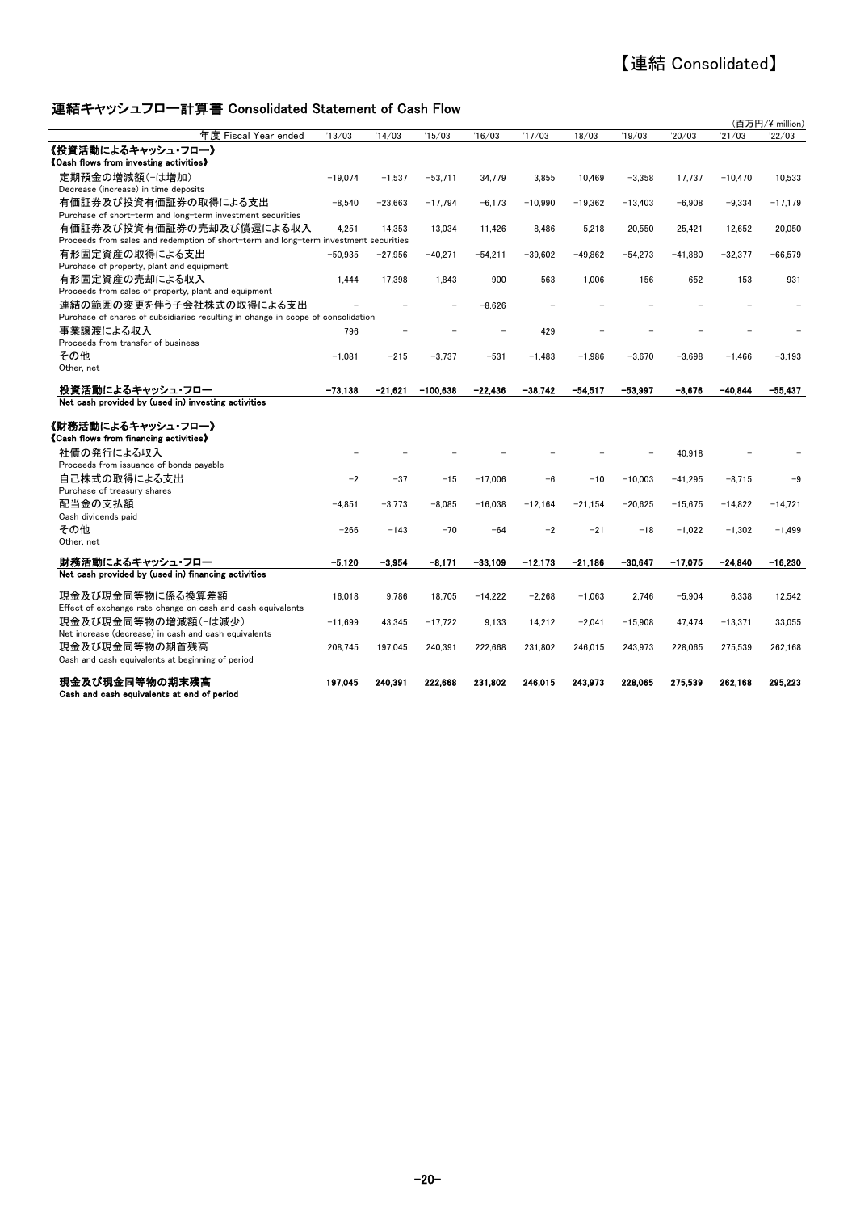【連結 Consolidated】

## 連結キャッシュフロー計算書 Consolidated Statement of Cash Flow

(百万円/¥ million)

| 年度 Fiscal Year ended | '13/03 | '14/03 | '15/03 | '16/03 | '17/03 | '18/03 | '19/03 | '20/03 | '21/03 | '22/03 |
|---|---|---|---|---|---|---|---|---|---|---|
| **《投資活動によるキャッシュ・フロー》** **《Cash flows from investing activities》** | | | | | | | | | | |
| 定期預金の増減額(–は増加) Decrease (increase) in time deposits | −19,074 | −1,537 | −53,711 | 34,779 | 3,855 | 10,469 | −3,358 | 17,737 | −10,470 | 10,533 |
| 有価証券及び投資有価証券の取得による支出 Purchase of short-term and long-term investment securities | −8,540 | −23,663 | −17,794 | −6,173 | −10,990 | −19,362 | −13,403 | −6,908 | −9,334 | −17,179 |
| 有価証券及び投資有価証券の売却及び償還による収入 Proceeds from sales and redemption of short-term and long-term investment securities | 4,251 | 14,353 | 13,034 | 11,426 | 8,486 | 5,218 | 20,550 | 25,421 | 12,652 | 20,050 |
| 有形固定資産の取得による支出 Purchase of property, plant and equipment | −50,935 | −27,956 | −40,271 | −54,211 | −39,602 | −49,862 | −54,273 | −41,880 | −32,377 | −66,579 |
| 有形固定資産の売却による収入 Proceeds from sales of property, plant and equipment | 1,444 | 17,398 | 1,843 | 900 | 563 | 1,006 | 156 | 652 | 153 | 931 |
| 連結の範囲の変更を伴う子会社株式の取得による支出 Purchase of shares of subsidiaries resulting in change in scope of consolidation | − | − | − | −8,626 | − | − | − | − | − | − |
| 事業譲渡による収入 Proceeds from transfer of business | 796 | − | − | − | 429 | − | − | − | − | − |
| その他 Other, net | −1,081 | −215 | −3,737 | −531 | −1,483 | −1,986 | −3,670 | −3,698 | −1,466 | −3,193 |
| **投資活動によるキャッシュ・フロー Net cash provided by (used in) investing activities** | **−73,138** | **−21,621** | **−100,638** | **−22,436** | **−38,742** | **−54,517** | **−53,997** | **−8,676** | **−40,844** | **−55,437** |
| **《財務活動によるキャッシュ・フロー》** **《Cash flows from financing activities》** | | | | | | | | | | |
| 社債の発行による収入 Proceeds from issuance of bonds payable | − | − | − | − | − | − | − | 40,918 | − | − |
| 自己株式の取得による支出 Purchase of treasury shares | −2 | −37 | −15 | −17,006 | −6 | −10 | −10,003 | −41,295 | −8,715 | −9 |
| 配当金の支払額 Cash dividends paid | −4,851 | −3,773 | −8,085 | −16,038 | −12,164 | −21,154 | −20,625 | −15,675 | −14,822 | −14,721 |
| その他 Other, net | −266 | −143 | −70 | −64 | −2 | −21 | −18 | −1,022 | −1,302 | −1,499 |
| **財務活動によるキャッシュ・フロー Net cash provided by (used in) financing activities** | **−5,120** | **−3,954** | **−8,171** | **−33,109** | **−12,173** | **−21,186** | **−30,647** | **−17,075** | **−24,840** | **−16,230** |
| 現金及び現金同等物に係る換算差額 Effect of exchange rate change on cash and cash equivalents | 16,018 | 9,786 | 18,705 | −14,222 | −2,268 | −1,063 | 2,746 | −5,904 | 6,338 | 12,542 |
| 現金及び現金同等物の増減額(–は減少) Net increase (decrease) in cash and cash equivalents | −11,699 | 43,345 | −17,722 | 9,133 | 14,212 | −2,041 | −15,908 | 47,474 | −13,371 | 33,055 |
| 現金及び現金同等物の期首残高 Cash and cash equivalents at beginning of period | 208,745 | 197,045 | 240,391 | 222,668 | 231,802 | 246,015 | 243,973 | 228,065 | 275,539 | 262,168 |
| **現金及び現金同等物の期末残高 Cash and cash equivalents at end of period** | **197,045** | **240,391** | **222,668** | **231,802** | **246,015** | **243,973** | **228,065** | **275,539** | **262,168** | **295,223** |